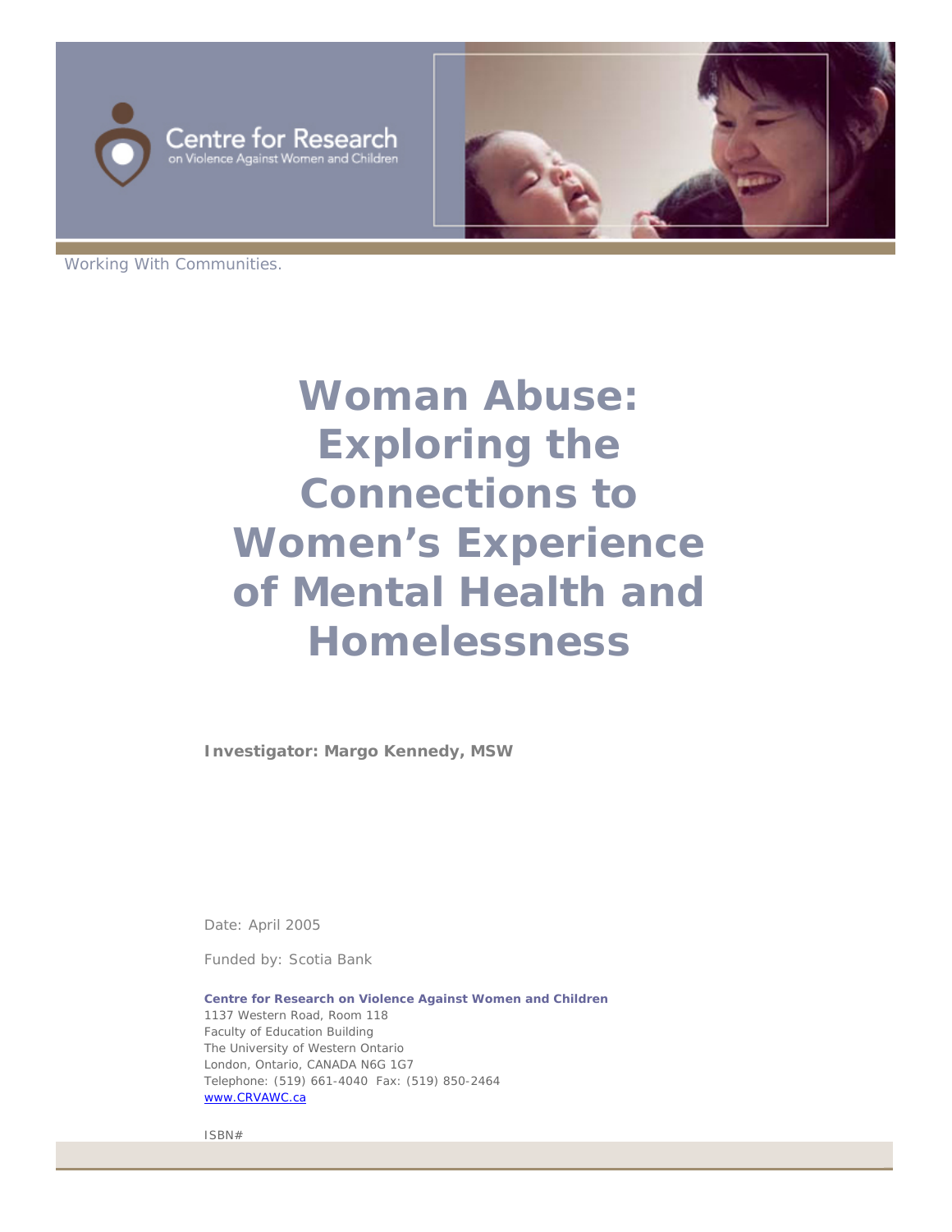Centre for Research on Violence Against Women and Children

Working With Communities.

# Woman Abuse: Exploring the Connections to Women's Experience of Mental Health and Homelessness

**Investigator: Margo Kennedy, MSW**

Date: April 2005

Funded by: Scotia Bank

**Centre for Research on Violence Against Women and Children**
1137 Western Road, Room 118
Faculty of Education Building
The University of Western Ontario
London, Ontario, CANADA N6G 1G7
Telephone: (519) 661-4040 Fax: (519) 850-2464
www.CRVAWC.ca

ISBN#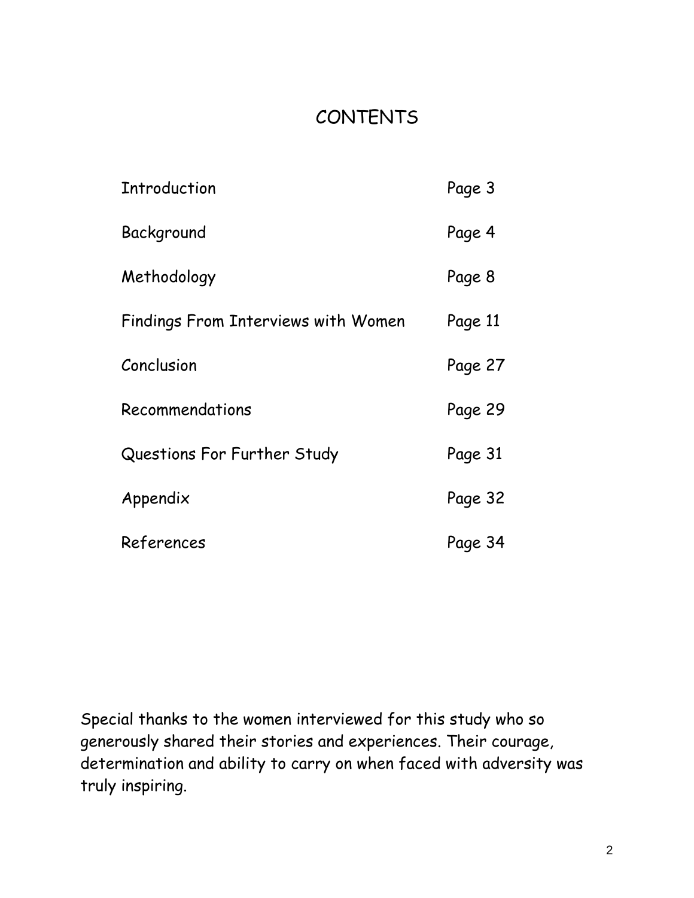# CONTENTS

| | |
|---|---|
| Introduction | Page 3 |
| Background | Page 4 |
| Methodology | Page 8 |
| Findings From Interviews with Women | Page 11 |
| Conclusion | Page 27 |
| Recommendations | Page 29 |
| Questions For Further Study | Page 31 |
| Appendix | Page 32 |
| References | Page 34 |

Special thanks to the women interviewed for this study who so generously shared their stories and experiences. Their courage, determination and ability to carry on when faced with adversity was truly inspiring.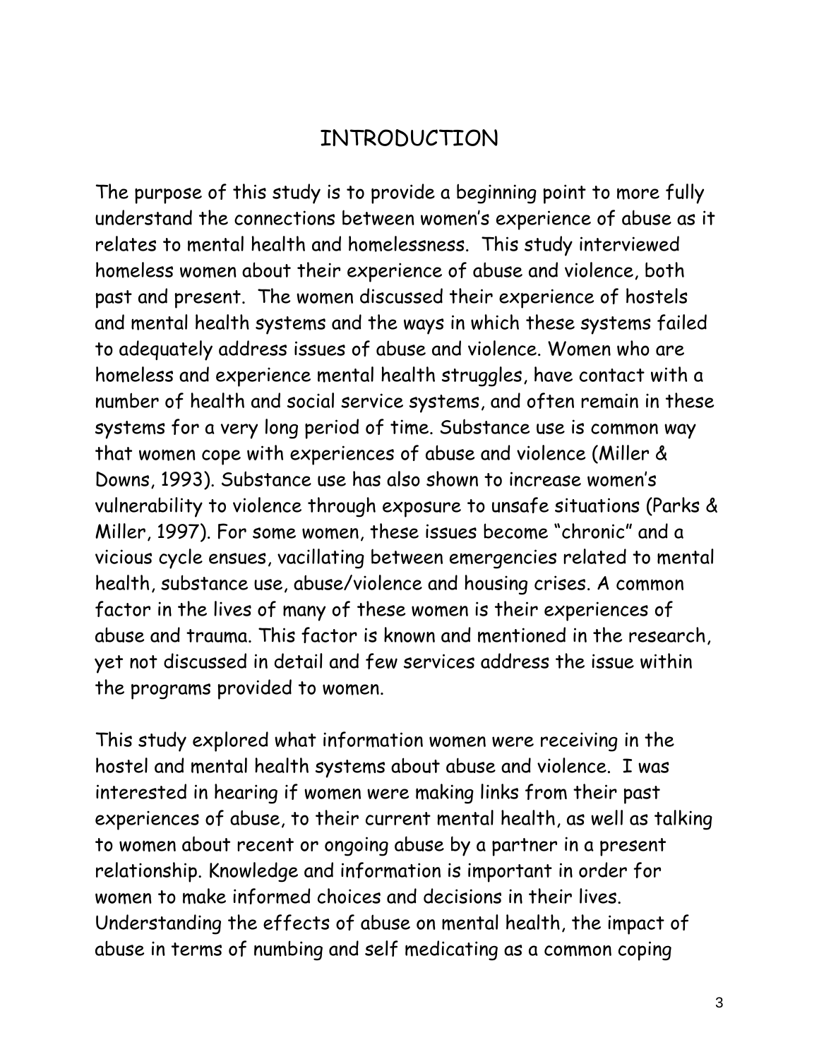# INTRODUCTION

The purpose of this study is to provide a beginning point to more fully understand the connections between women's experience of abuse as it relates to mental health and homelessness. This study interviewed homeless women about their experience of abuse and violence, both past and present. The women discussed their experience of hostels and mental health systems and the ways in which these systems failed to adequately address issues of abuse and violence. Women who are homeless and experience mental health struggles, have contact with a number of health and social service systems, and often remain in these systems for a very long period of time. Substance use is common way that women cope with experiences of abuse and violence (Miller & Downs, 1993). Substance use has also shown to increase women's vulnerability to violence through exposure to unsafe situations (Parks & Miller, 1997). For some women, these issues become "chronic" and a vicious cycle ensues, vacillating between emergencies related to mental health, substance use, abuse/violence and housing crises. A common factor in the lives of many of these women is their experiences of abuse and trauma. This factor is known and mentioned in the research, yet not discussed in detail and few services address the issue within the programs provided to women.

This study explored what information women were receiving in the hostel and mental health systems about abuse and violence. I was interested in hearing if women were making links from their past experiences of abuse, to their current mental health, as well as talking to women about recent or ongoing abuse by a partner in a present relationship. Knowledge and information is important in order for women to make informed choices and decisions in their lives. Understanding the effects of abuse on mental health, the impact of abuse in terms of numbing and self medicating as a common coping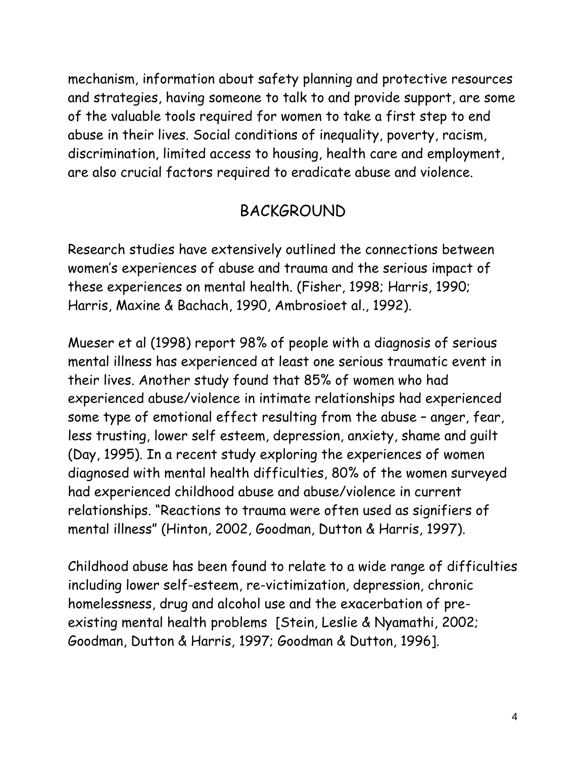mechanism, information about safety planning and protective resources and strategies, having someone to talk to and provide support, are some of the valuable tools required for women to take a first step to end abuse in their lives. Social conditions of inequality, poverty, racism, discrimination, limited access to housing, health care and employment, are also crucial factors required to eradicate abuse and violence.

## BACKGROUND

Research studies have extensively outlined the connections between women's experiences of abuse and trauma and the serious impact of these experiences on mental health. (Fisher, 1998; Harris, 1990; Harris, Maxine & Bachach, 1990, Ambrosioet al., 1992).

Mueser et al (1998) report 98% of people with a diagnosis of serious mental illness has experienced at least one serious traumatic event in their lives. Another study found that 85% of women who had experienced abuse/violence in intimate relationships had experienced some type of emotional effect resulting from the abuse – anger, fear, less trusting, lower self esteem, depression, anxiety, shame and guilt (Day, 1995). In a recent study exploring the experiences of women diagnosed with mental health difficulties, 80% of the women surveyed had experienced childhood abuse and abuse/violence in current relationships. "Reactions to trauma were often used as signifiers of mental illness" (Hinton, 2002, Goodman, Dutton & Harris, 1997).

Childhood abuse has been found to relate to a wide range of difficulties including lower self-esteem, re-victimization, depression, chronic homelessness, drug and alcohol use and the exacerbation of pre-existing mental health problems [Stein, Leslie & Nyamathi, 2002; Goodman, Dutton & Harris, 1997; Goodman & Dutton, 1996].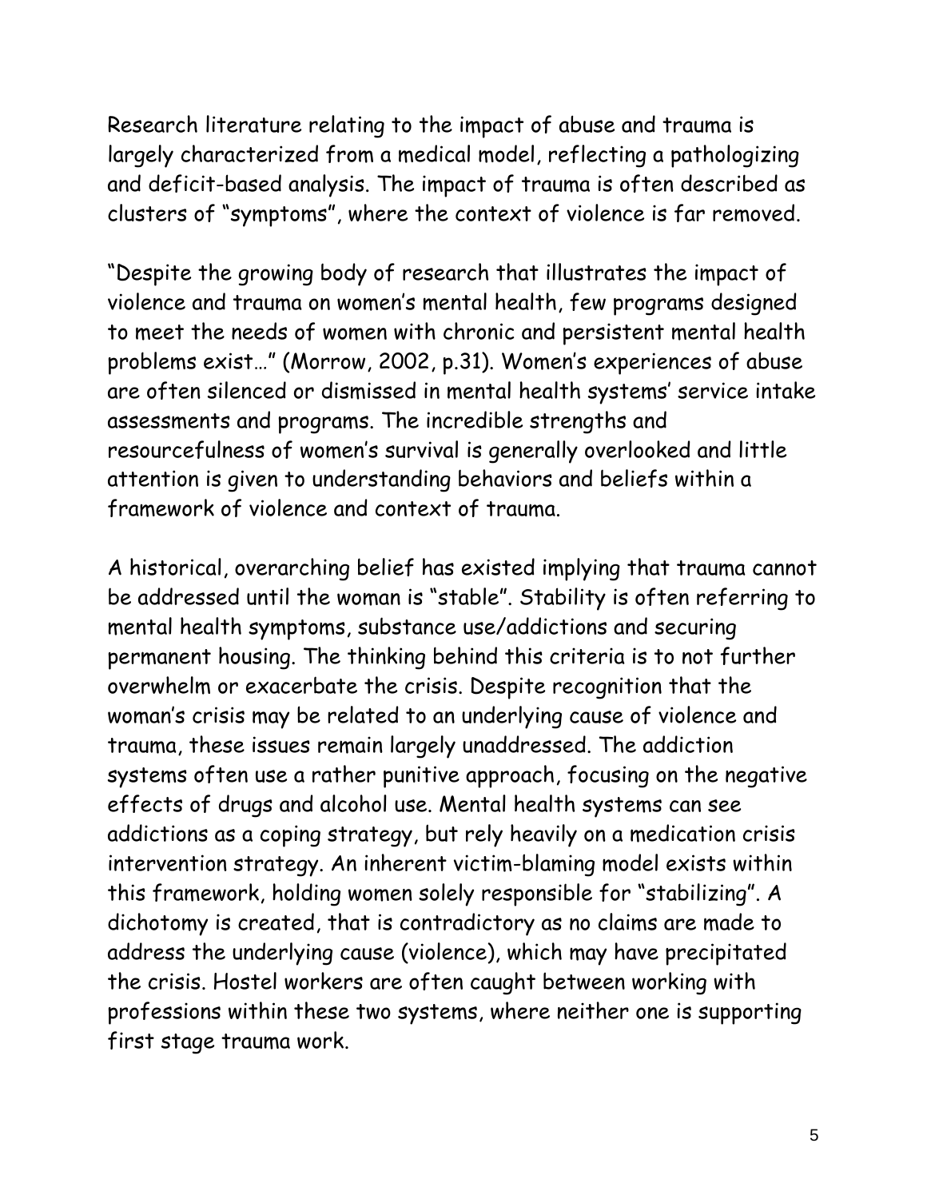Research literature relating to the impact of abuse and trauma is largely characterized from a medical model, reflecting a pathologizing and deficit-based analysis. The impact of trauma is often described as clusters of "symptoms", where the context of violence is far removed.

"Despite the growing body of research that illustrates the impact of violence and trauma on women's mental health, few programs designed to meet the needs of women with chronic and persistent mental health problems exist…" (Morrow, 2002, p.31). Women's experiences of abuse are often silenced or dismissed in mental health systems' service intake assessments and programs. The incredible strengths and resourcefulness of women's survival is generally overlooked and little attention is given to understanding behaviors and beliefs within a framework of violence and context of trauma.

A historical, overarching belief has existed implying that trauma cannot be addressed until the woman is "stable". Stability is often referring to mental health symptoms, substance use/addictions and securing permanent housing. The thinking behind this criteria is to not further overwhelm or exacerbate the crisis. Despite recognition that the woman's crisis may be related to an underlying cause of violence and trauma, these issues remain largely unaddressed. The addiction systems often use a rather punitive approach, focusing on the negative effects of drugs and alcohol use. Mental health systems can see addictions as a coping strategy, but rely heavily on a medication crisis intervention strategy. An inherent victim-blaming model exists within this framework, holding women solely responsible for "stabilizing". A dichotomy is created, that is contradictory as no claims are made to address the underlying cause (violence), which may have precipitated the crisis. Hostel workers are often caught between working with professions within these two systems, where neither one is supporting first stage trauma work.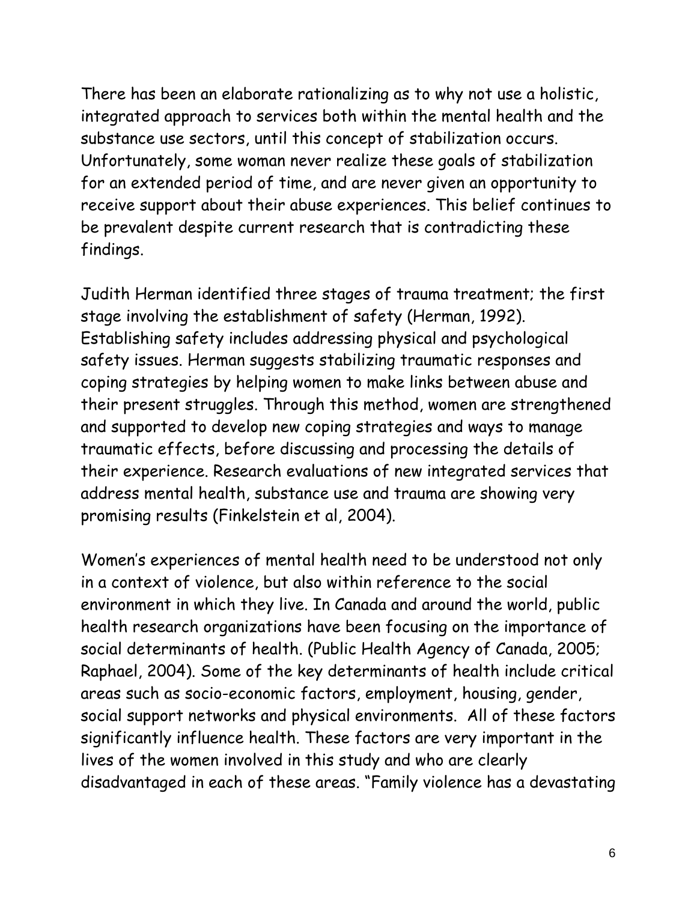There has been an elaborate rationalizing as to why not use a holistic, integrated approach to services both within the mental health and the substance use sectors, until this concept of stabilization occurs. Unfortunately, some woman never realize these goals of stabilization for an extended period of time, and are never given an opportunity to receive support about their abuse experiences. This belief continues to be prevalent despite current research that is contradicting these findings.

Judith Herman identified three stages of trauma treatment; the first stage involving the establishment of safety (Herman, 1992). Establishing safety includes addressing physical and psychological safety issues. Herman suggests stabilizing traumatic responses and coping strategies by helping women to make links between abuse and their present struggles. Through this method, women are strengthened and supported to develop new coping strategies and ways to manage traumatic effects, before discussing and processing the details of their experience. Research evaluations of new integrated services that address mental health, substance use and trauma are showing very promising results (Finkelstein et al, 2004).

Women's experiences of mental health need to be understood not only in a context of violence, but also within reference to the social environment in which they live. In Canada and around the world, public health research organizations have been focusing on the importance of social determinants of health. (Public Health Agency of Canada, 2005; Raphael, 2004). Some of the key determinants of health include critical areas such as socio-economic factors, employment, housing, gender, social support networks and physical environments. All of these factors significantly influence health. These factors are very important in the lives of the women involved in this study and who are clearly disadvantaged in each of these areas. "Family violence has a devastating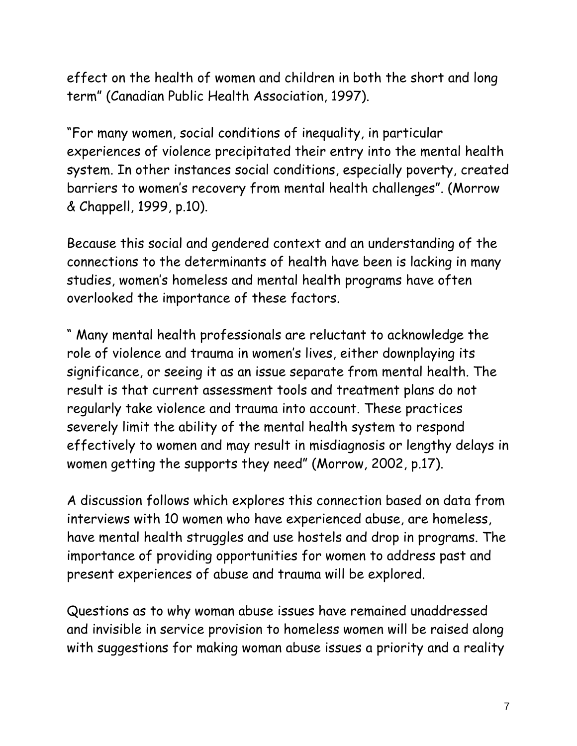effect on the health of women and children in both the short and long term" (Canadian Public Health Association, 1997).

"For many women, social conditions of inequality, in particular experiences of violence precipitated their entry into the mental health system. In other instances social conditions, especially poverty, created barriers to women's recovery from mental health challenges". (Morrow & Chappell, 1999, p.10).

Because this social and gendered context and an understanding of the connections to the determinants of health have been is lacking in many studies, women's homeless and mental health programs have often overlooked the importance of these factors.

" Many mental health professionals are reluctant to acknowledge the role of violence and trauma in women's lives, either downplaying its significance, or seeing it as an issue separate from mental health. The result is that current assessment tools and treatment plans do not regularly take violence and trauma into account. These practices severely limit the ability of the mental health system to respond effectively to women and may result in misdiagnosis or lengthy delays in women getting the supports they need" (Morrow, 2002, p.17).

A discussion follows which explores this connection based on data from interviews with 10 women who have experienced abuse, are homeless, have mental health struggles and use hostels and drop in programs. The importance of providing opportunities for women to address past and present experiences of abuse and trauma will be explored.

Questions as to why woman abuse issues have remained unaddressed and invisible in service provision to homeless women will be raised along with suggestions for making woman abuse issues a priority and a reality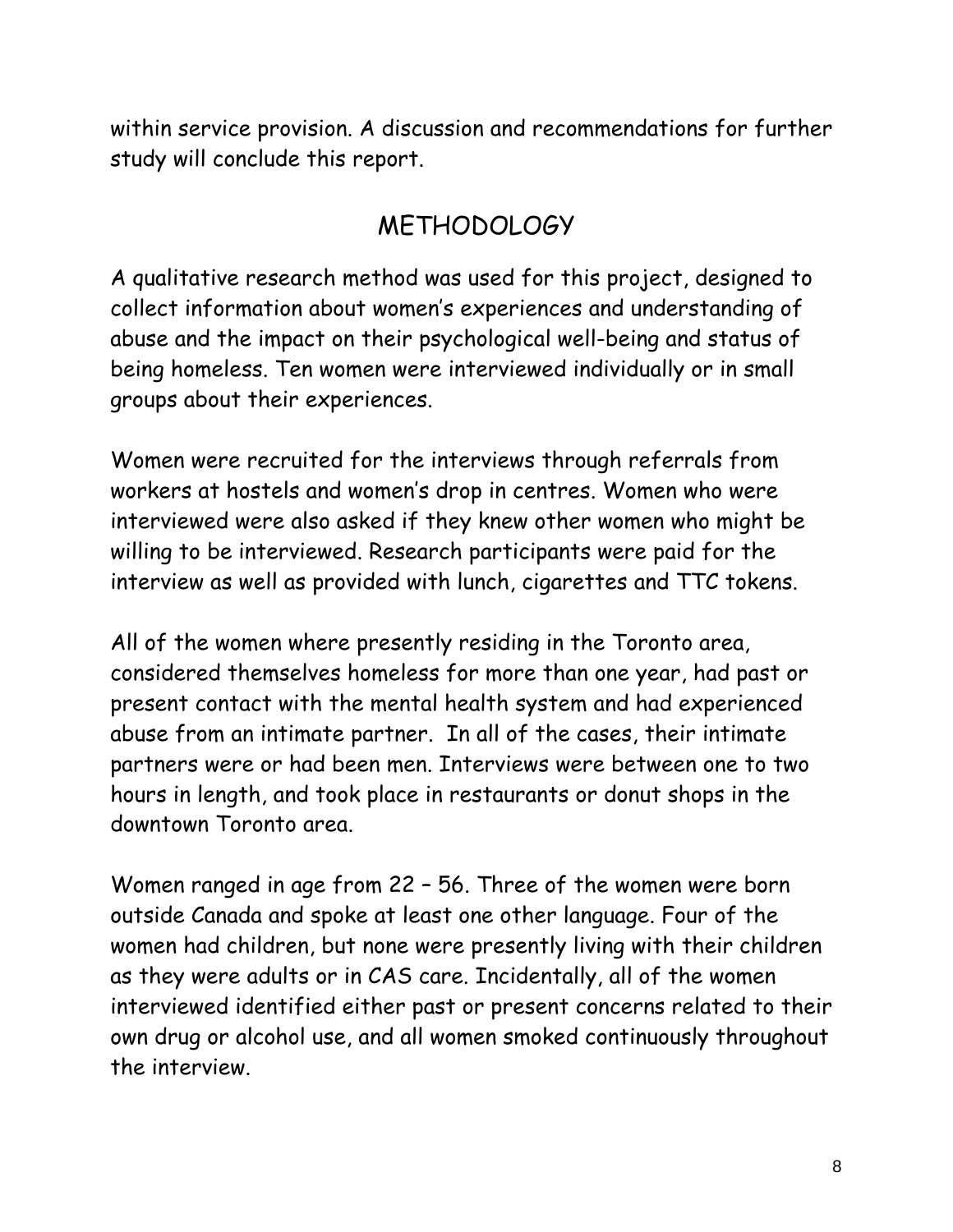within service provision. A discussion and recommendations for further study will conclude this report.

## METHODOLOGY

A qualitative research method was used for this project, designed to collect information about women's experiences and understanding of abuse and the impact on their psychological well-being and status of being homeless. Ten women were interviewed individually or in small groups about their experiences.

Women were recruited for the interviews through referrals from workers at hostels and women's drop in centres. Women who were interviewed were also asked if they knew other women who might be willing to be interviewed. Research participants were paid for the interview as well as provided with lunch, cigarettes and TTC tokens.

All of the women where presently residing in the Toronto area, considered themselves homeless for more than one year, had past or present contact with the mental health system and had experienced abuse from an intimate partner. In all of the cases, their intimate partners were or had been men. Interviews were between one to two hours in length, and took place in restaurants or donut shops in the downtown Toronto area.

Women ranged in age from 22 – 56. Three of the women were born outside Canada and spoke at least one other language. Four of the women had children, but none were presently living with their children as they were adults or in CAS care. Incidentally, all of the women interviewed identified either past or present concerns related to their own drug or alcohol use, and all women smoked continuously throughout the interview.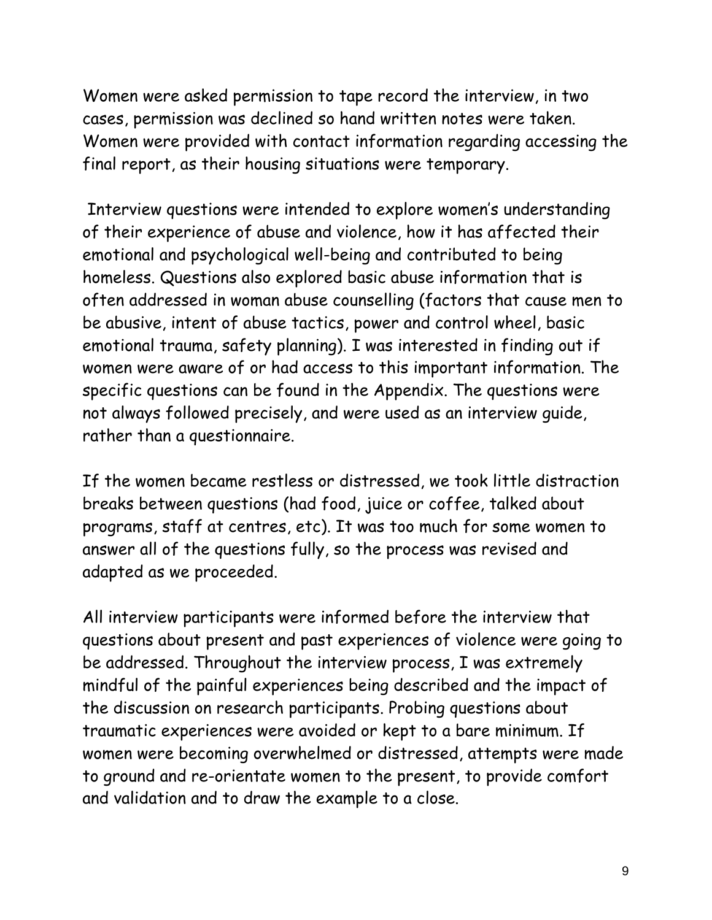Women were asked permission to tape record the interview, in two cases, permission was declined so hand written notes were taken. Women were provided with contact information regarding accessing the final report, as their housing situations were temporary.

Interview questions were intended to explore women's understanding of their experience of abuse and violence, how it has affected their emotional and psychological well-being and contributed to being homeless. Questions also explored basic abuse information that is often addressed in woman abuse counselling (factors that cause men to be abusive, intent of abuse tactics, power and control wheel, basic emotional trauma, safety planning). I was interested in finding out if women were aware of or had access to this important information. The specific questions can be found in the Appendix. The questions were not always followed precisely, and were used as an interview guide, rather than a questionnaire.

If the women became restless or distressed, we took little distraction breaks between questions (had food, juice or coffee, talked about programs, staff at centres, etc). It was too much for some women to answer all of the questions fully, so the process was revised and adapted as we proceeded.

All interview participants were informed before the interview that questions about present and past experiences of violence were going to be addressed. Throughout the interview process, I was extremely mindful of the painful experiences being described and the impact of the discussion on research participants. Probing questions about traumatic experiences were avoided or kept to a bare minimum. If women were becoming overwhelmed or distressed, attempts were made to ground and re-orientate women to the present, to provide comfort and validation and to draw the example to a close.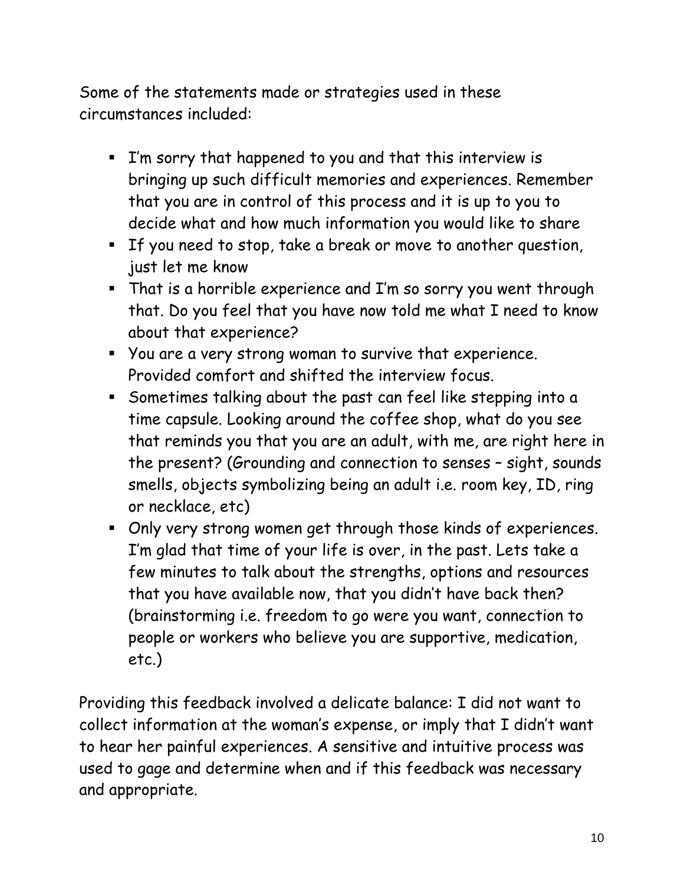Some of the statements made or strategies used in these circumstances included:

- I'm sorry that happened to you and that this interview is bringing up such difficult memories and experiences. Remember that you are in control of this process and it is up to you to decide what and how much information you would like to share
- If you need to stop, take a break or move to another question, just let me know
- That is a horrible experience and I'm so sorry you went through that. Do you feel that you have now told me what I need to know about that experience?
- You are a very strong woman to survive that experience. Provided comfort and shifted the interview focus.
- Sometimes talking about the past can feel like stepping into a time capsule. Looking around the coffee shop, what do you see that reminds you that you are an adult, with me, are right here in the present? (Grounding and connection to senses – sight, sounds smells, objects symbolizing being an adult i.e. room key, ID, ring or necklace, etc)
- Only very strong women get through those kinds of experiences. I'm glad that time of your life is over, in the past. Lets take a few minutes to talk about the strengths, options and resources that you have available now, that you didn't have back then? (brainstorming i.e. freedom to go were you want, connection to people or workers who believe you are supportive, medication, etc.)

Providing this feedback involved a delicate balance: I did not want to collect information at the woman's expense, or imply that I didn't want to hear her painful experiences. A sensitive and intuitive process was used to gage and determine when and if this feedback was necessary and appropriate.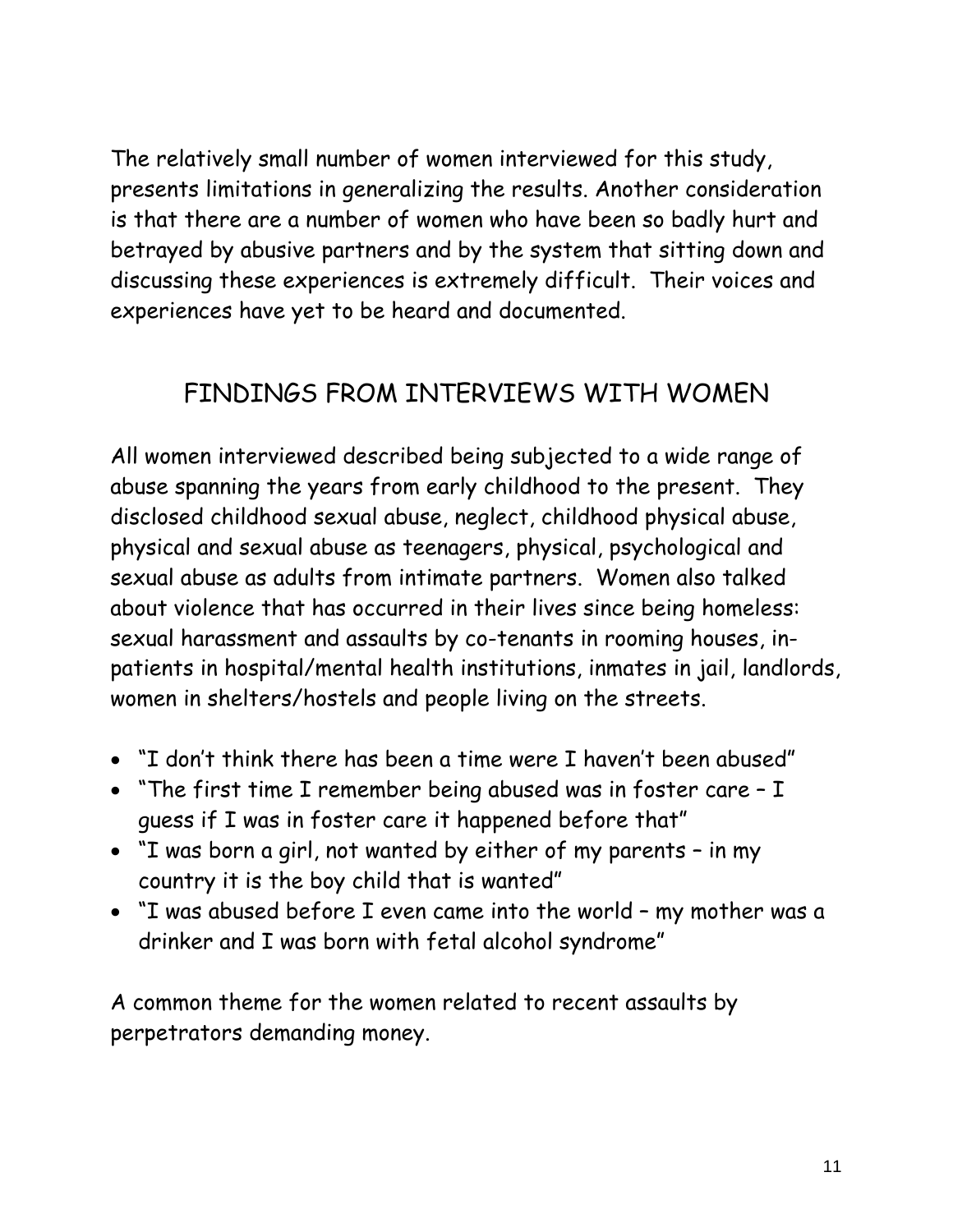The relatively small number of women interviewed for this study, presents limitations in generalizing the results. Another consideration is that there are a number of women who have been so badly hurt and betrayed by abusive partners and by the system that sitting down and discussing these experiences is extremely difficult. Their voices and experiences have yet to be heard and documented.

## FINDINGS FROM INTERVIEWS WITH WOMEN

All women interviewed described being subjected to a wide range of abuse spanning the years from early childhood to the present. They disclosed childhood sexual abuse, neglect, childhood physical abuse, physical and sexual abuse as teenagers, physical, psychological and sexual abuse as adults from intimate partners. Women also talked about violence that has occurred in their lives since being homeless: sexual harassment and assaults by co-tenants in rooming houses, in-patients in hospital/mental health institutions, inmates in jail, landlords, women in shelters/hostels and people living on the streets.

- "I don't think there has been a time were I haven't been abused"
- "The first time I remember being abused was in foster care – I guess if I was in foster care it happened before that"
- "I was born a girl, not wanted by either of my parents – in my country it is the boy child that is wanted"
- "I was abused before I even came into the world – my mother was a drinker and I was born with fetal alcohol syndrome"

A common theme for the women related to recent assaults by perpetrators demanding money.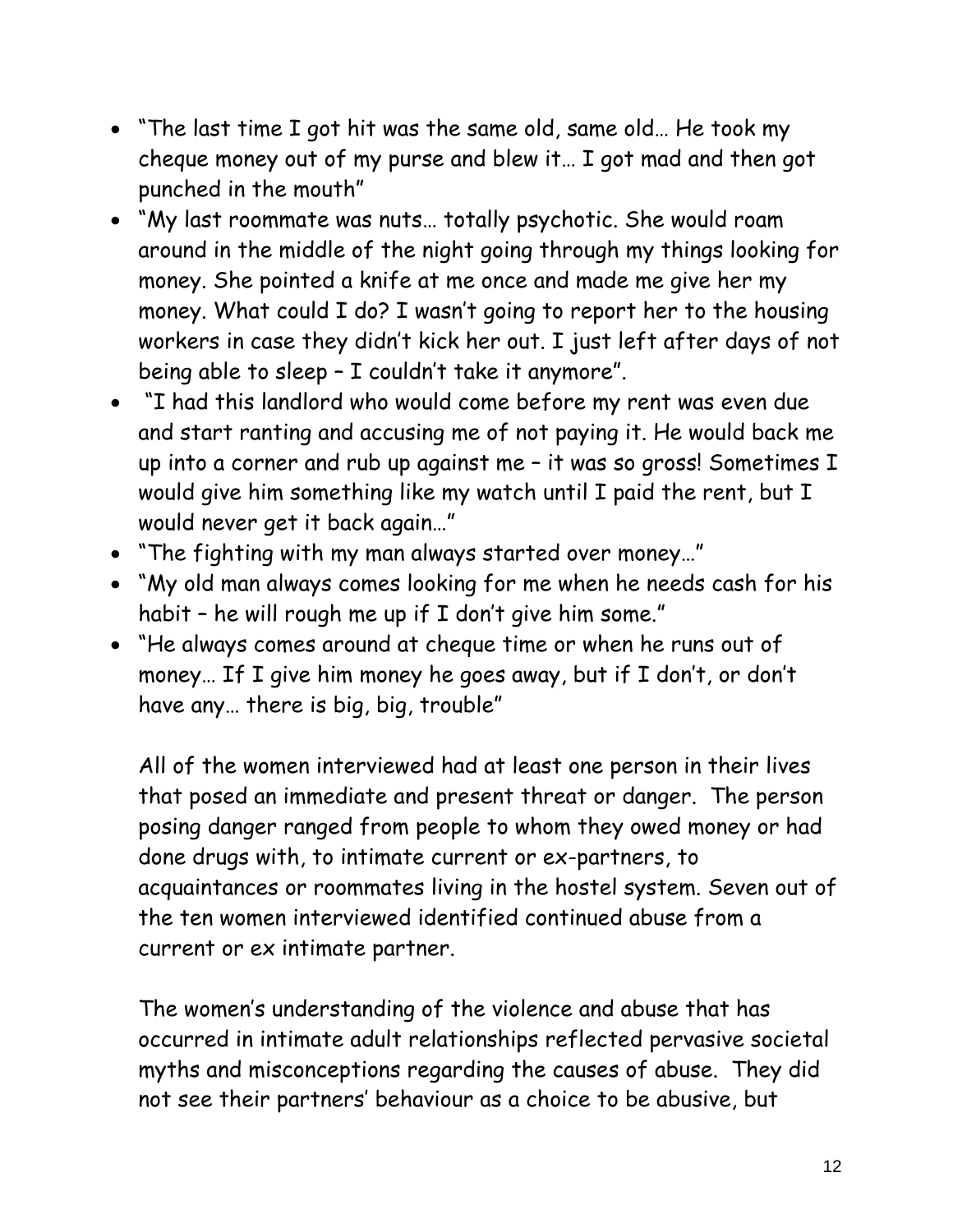- "The last time I got hit was the same old, same old… He took my cheque money out of my purse and blew it… I got mad and then got punched in the mouth"
- "My last roommate was nuts… totally psychotic. She would roam around in the middle of the night going through my things looking for money. She pointed a knife at me once and made me give her my money. What could I do? I wasn't going to report her to the housing workers in case they didn't kick her out. I just left after days of not being able to sleep – I couldn't take it anymore".
- "I had this landlord who would come before my rent was even due and start ranting and accusing me of not paying it. He would back me up into a corner and rub up against me – it was so gross! Sometimes I would give him something like my watch until I paid the rent, but I would never get it back again…"
- "The fighting with my man always started over money…"
- "My old man always comes looking for me when he needs cash for his habit – he will rough me up if I don't give him some."
- "He always comes around at cheque time or when he runs out of money… If I give him money he goes away, but if I don't, or don't have any… there is big, big, trouble"

All of the women interviewed had at least one person in their lives that posed an immediate and present threat or danger. The person posing danger ranged from people to whom they owed money or had done drugs with, to intimate current or ex-partners, to acquaintances or roommates living in the hostel system. Seven out of the ten women interviewed identified continued abuse from a current or ex intimate partner.

The women's understanding of the violence and abuse that has occurred in intimate adult relationships reflected pervasive societal myths and misconceptions regarding the causes of abuse. They did not see their partners' behaviour as a choice to be abusive, but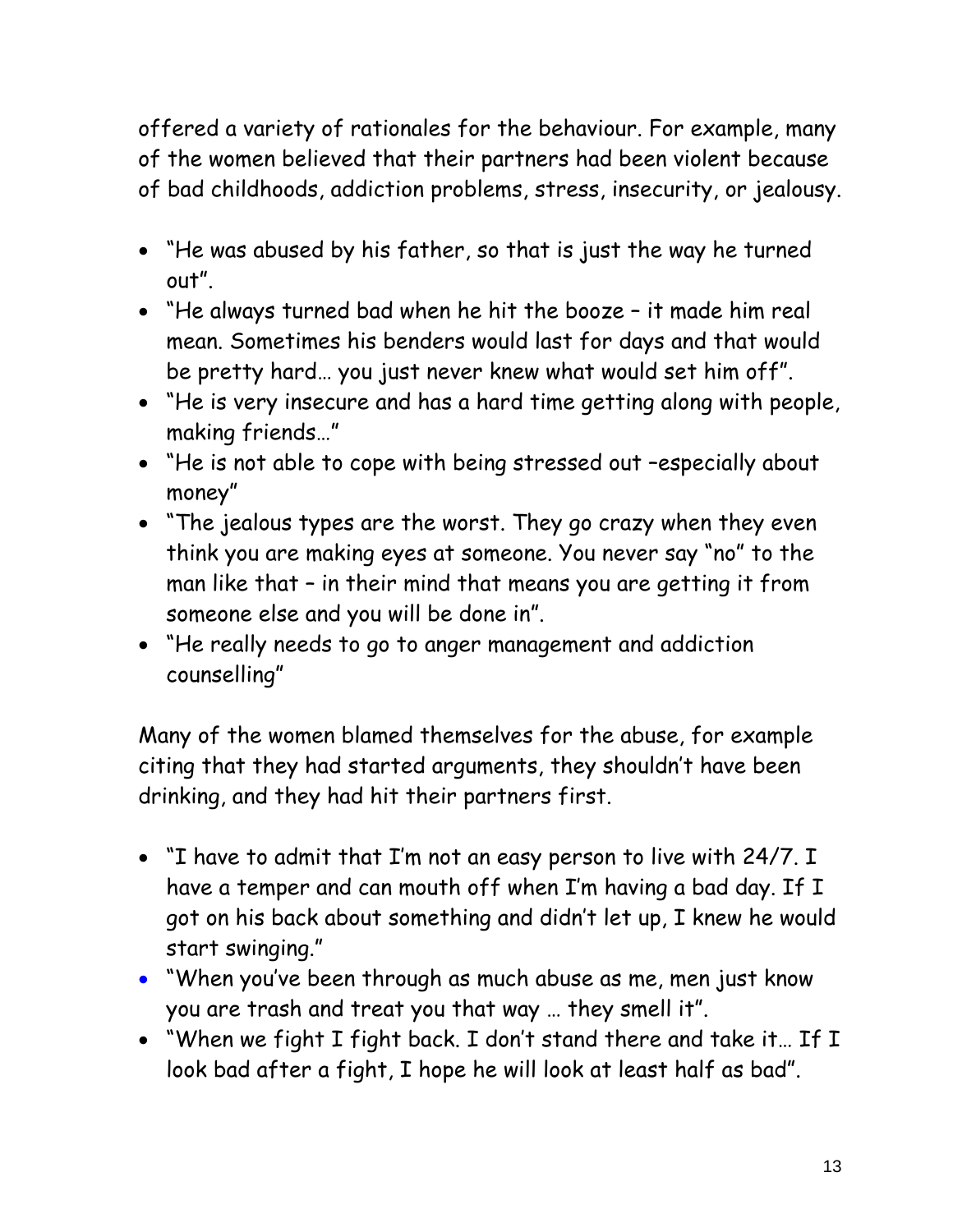offered a variety of rationales for the behaviour. For example, many of the women believed that their partners had been violent because of bad childhoods, addiction problems, stress, insecurity, or jealousy.

- "He was abused by his father, so that is just the way he turned out".
- "He always turned bad when he hit the booze – it made him real mean. Sometimes his benders would last for days and that would be pretty hard… you just never knew what would set him off".
- "He is very insecure and has a hard time getting along with people, making friends…"
- "He is not able to cope with being stressed out –especially about money"
- "The jealous types are the worst. They go crazy when they even think you are making eyes at someone. You never say "no" to the man like that – in their mind that means you are getting it from someone else and you will be done in".
- "He really needs to go to anger management and addiction counselling"

Many of the women blamed themselves for the abuse, for example citing that they had started arguments, they shouldn't have been drinking, and they had hit their partners first.

- "I have to admit that I'm not an easy person to live with 24/7. I have a temper and can mouth off when I'm having a bad day. If I got on his back about something and didn't let up, I knew he would start swinging."
- "When you've been through as much abuse as me, men just know you are trash and treat you that way … they smell it".
- "When we fight I fight back. I don't stand there and take it… If I look bad after a fight, I hope he will look at least half as bad".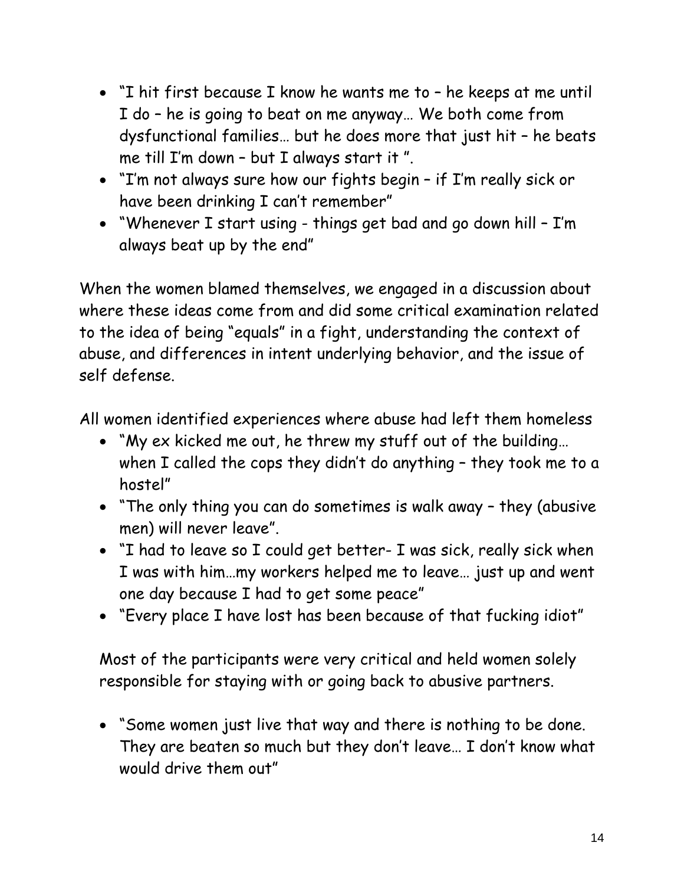- "I hit first because I know he wants me to – he keeps at me until I do – he is going to beat on me anyway… We both come from dysfunctional families… but he does more that just hit – he beats me till I'm down – but I always start it ".
- "I'm not always sure how our fights begin – if I'm really sick or have been drinking I can't remember"
- "Whenever I start using - things get bad and go down hill – I'm always beat up by the end"

When the women blamed themselves, we engaged in a discussion about where these ideas come from and did some critical examination related to the idea of being "equals" in a fight, understanding the context of abuse, and differences in intent underlying behavior, and the issue of self defense.

All women identified experiences where abuse had left them homeless

- "My ex kicked me out, he threw my stuff out of the building… when I called the cops they didn't do anything – they took me to a hostel"
- "The only thing you can do sometimes is walk away – they (abusive men) will never leave".
- "I had to leave so I could get better- I was sick, really sick when I was with him…my workers helped me to leave… just up and went one day because I had to get some peace"
- "Every place I have lost has been because of that fucking idiot"

Most of the participants were very critical and held women solely responsible for staying with or going back to abusive partners.

- "Some women just live that way and there is nothing to be done. They are beaten so much but they don't leave… I don't know what would drive them out"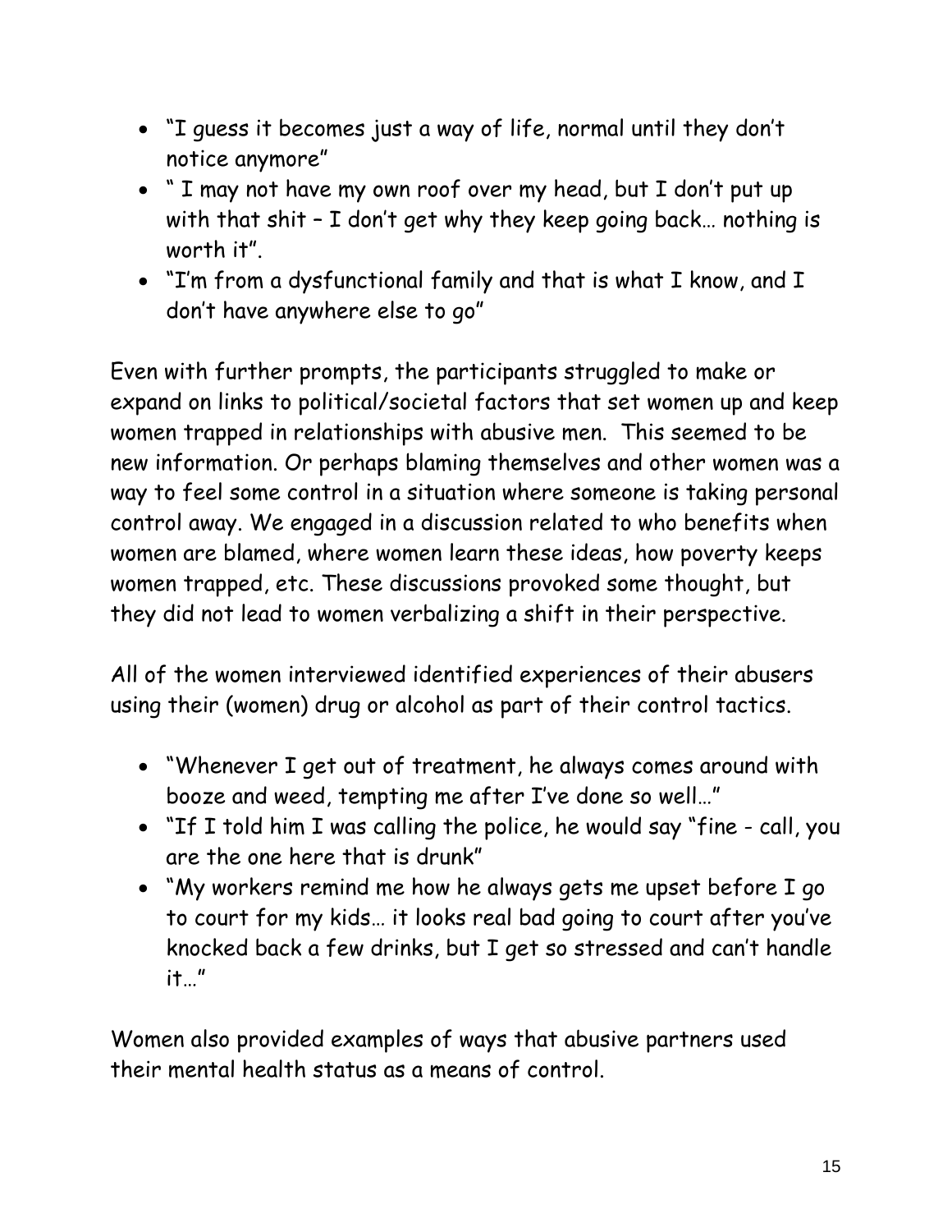- "I guess it becomes just a way of life, normal until they don't notice anymore"
- " I may not have my own roof over my head, but I don't put up with that shit – I don't get why they keep going back… nothing is worth it".
- "I'm from a dysfunctional family and that is what I know, and I don't have anywhere else to go"

Even with further prompts, the participants struggled to make or expand on links to political/societal factors that set women up and keep women trapped in relationships with abusive men. This seemed to be new information. Or perhaps blaming themselves and other women was a way to feel some control in a situation where someone is taking personal control away. We engaged in a discussion related to who benefits when women are blamed, where women learn these ideas, how poverty keeps women trapped, etc. These discussions provoked some thought, but they did not lead to women verbalizing a shift in their perspective.

All of the women interviewed identified experiences of their abusers using their (women) drug or alcohol as part of their control tactics.

- "Whenever I get out of treatment, he always comes around with booze and weed, tempting me after I've done so well…"
- "If I told him I was calling the police, he would say "fine - call, you are the one here that is drunk"
- "My workers remind me how he always gets me upset before I go to court for my kids… it looks real bad going to court after you've knocked back a few drinks, but I get so stressed and can't handle it…"

Women also provided examples of ways that abusive partners used their mental health status as a means of control.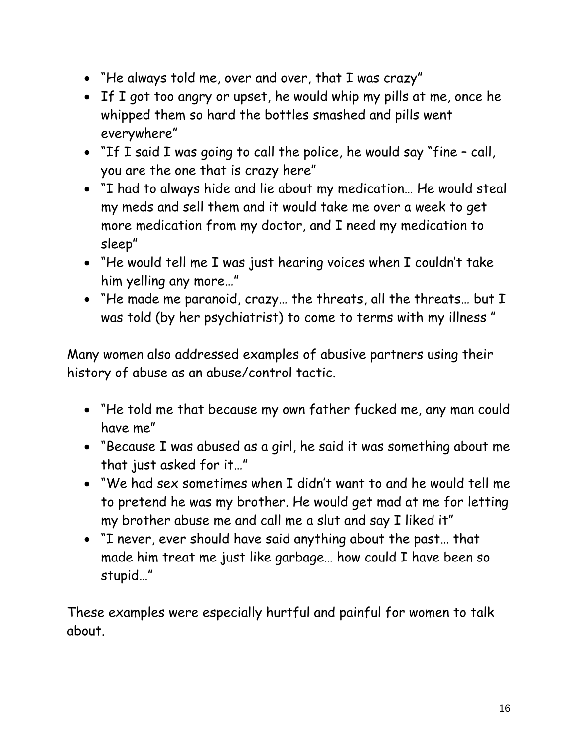- "He always told me, over and over, that I was crazy"
- If I got too angry or upset, he would whip my pills at me, once he whipped them so hard the bottles smashed and pills went everywhere"
- "If I said I was going to call the police, he would say "fine – call, you are the one that is crazy here"
- "I had to always hide and lie about my medication… He would steal my meds and sell them and it would take me over a week to get more medication from my doctor, and I need my medication to sleep"
- "He would tell me I was just hearing voices when I couldn't take him yelling any more…"
- "He made me paranoid, crazy… the threats, all the threats… but I was told (by her psychiatrist) to come to terms with my illness "

Many women also addressed examples of abusive partners using their history of abuse as an abuse/control tactic.

- "He told me that because my own father fucked me, any man could have me"
- "Because I was abused as a girl, he said it was something about me that just asked for it…"
- "We had sex sometimes when I didn't want to and he would tell me to pretend he was my brother. He would get mad at me for letting my brother abuse me and call me a slut and say I liked it"
- "I never, ever should have said anything about the past… that made him treat me just like garbage… how could I have been so stupid…"

These examples were especially hurtful and painful for women to talk about.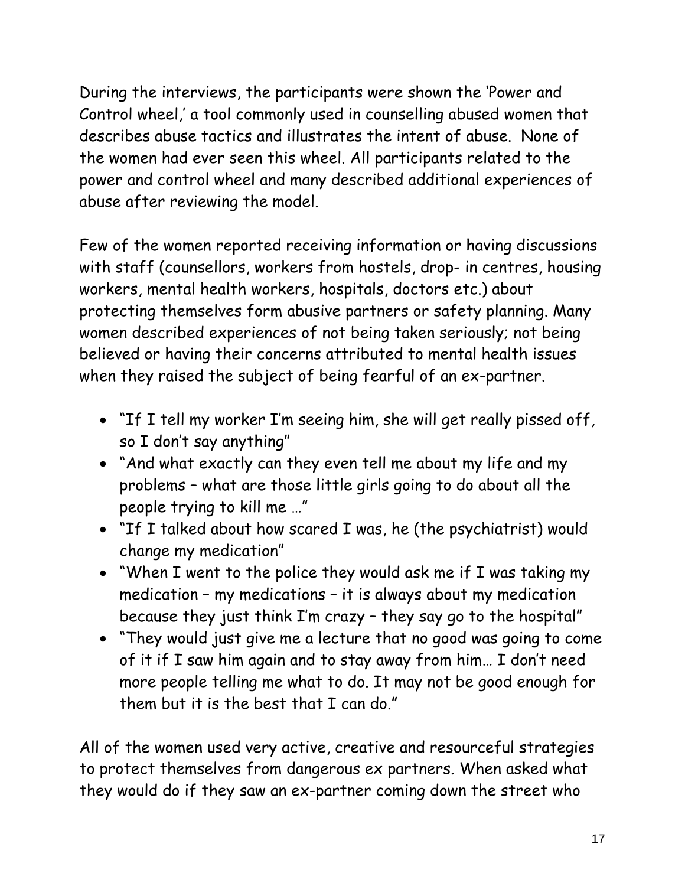During the interviews, the participants were shown the 'Power and Control wheel,' a tool commonly used in counselling abused women that describes abuse tactics and illustrates the intent of abuse. None of the women had ever seen this wheel. All participants related to the power and control wheel and many described additional experiences of abuse after reviewing the model.

Few of the women reported receiving information or having discussions with staff (counsellors, workers from hostels, drop- in centres, housing workers, mental health workers, hospitals, doctors etc.) about protecting themselves form abusive partners or safety planning. Many women described experiences of not being taken seriously; not being believed or having their concerns attributed to mental health issues when they raised the subject of being fearful of an ex-partner.

- "If I tell my worker I'm seeing him, she will get really pissed off, so I don't say anything"
- "And what exactly can they even tell me about my life and my problems – what are those little girls going to do about all the people trying to kill me …"
- "If I talked about how scared I was, he (the psychiatrist) would change my medication"
- "When I went to the police they would ask me if I was taking my medication – my medications – it is always about my medication because they just think I'm crazy – they say go to the hospital"
- "They would just give me a lecture that no good was going to come of it if I saw him again and to stay away from him… I don't need more people telling me what to do. It may not be good enough for them but it is the best that I can do."

All of the women used very active, creative and resourceful strategies to protect themselves from dangerous ex partners. When asked what they would do if they saw an ex-partner coming down the street who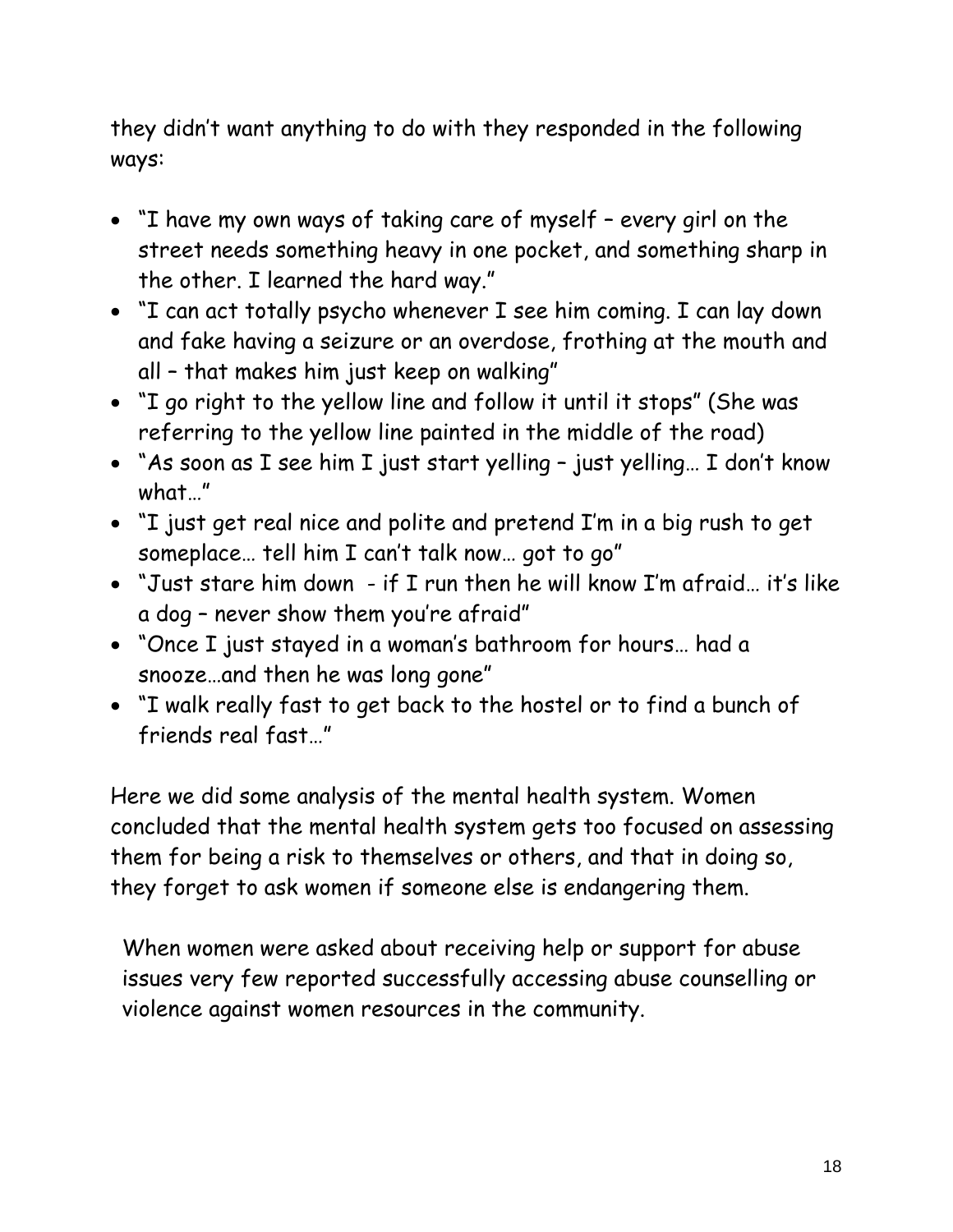they didn't want anything to do with they responded in the following ways:

- "I have my own ways of taking care of myself – every girl on the street needs something heavy in one pocket, and something sharp in the other. I learned the hard way."
- "I can act totally psycho whenever I see him coming. I can lay down and fake having a seizure or an overdose, frothing at the mouth and all – that makes him just keep on walking"
- "I go right to the yellow line and follow it until it stops" (She was referring to the yellow line painted in the middle of the road)
- "As soon as I see him I just start yelling – just yelling… I don't know what…"
- "I just get real nice and polite and pretend I'm in a big rush to get someplace… tell him I can't talk now… got to go"
- "Just stare him down - if I run then he will know I'm afraid… it's like a dog – never show them you're afraid"
- "Once I just stayed in a woman's bathroom for hours… had a snooze…and then he was long gone"
- "I walk really fast to get back to the hostel or to find a bunch of friends real fast…"

Here we did some analysis of the mental health system. Women concluded that the mental health system gets too focused on assessing them for being a risk to themselves or others, and that in doing so, they forget to ask women if someone else is endangering them.

When women were asked about receiving help or support for abuse issues very few reported successfully accessing abuse counselling or violence against women resources in the community.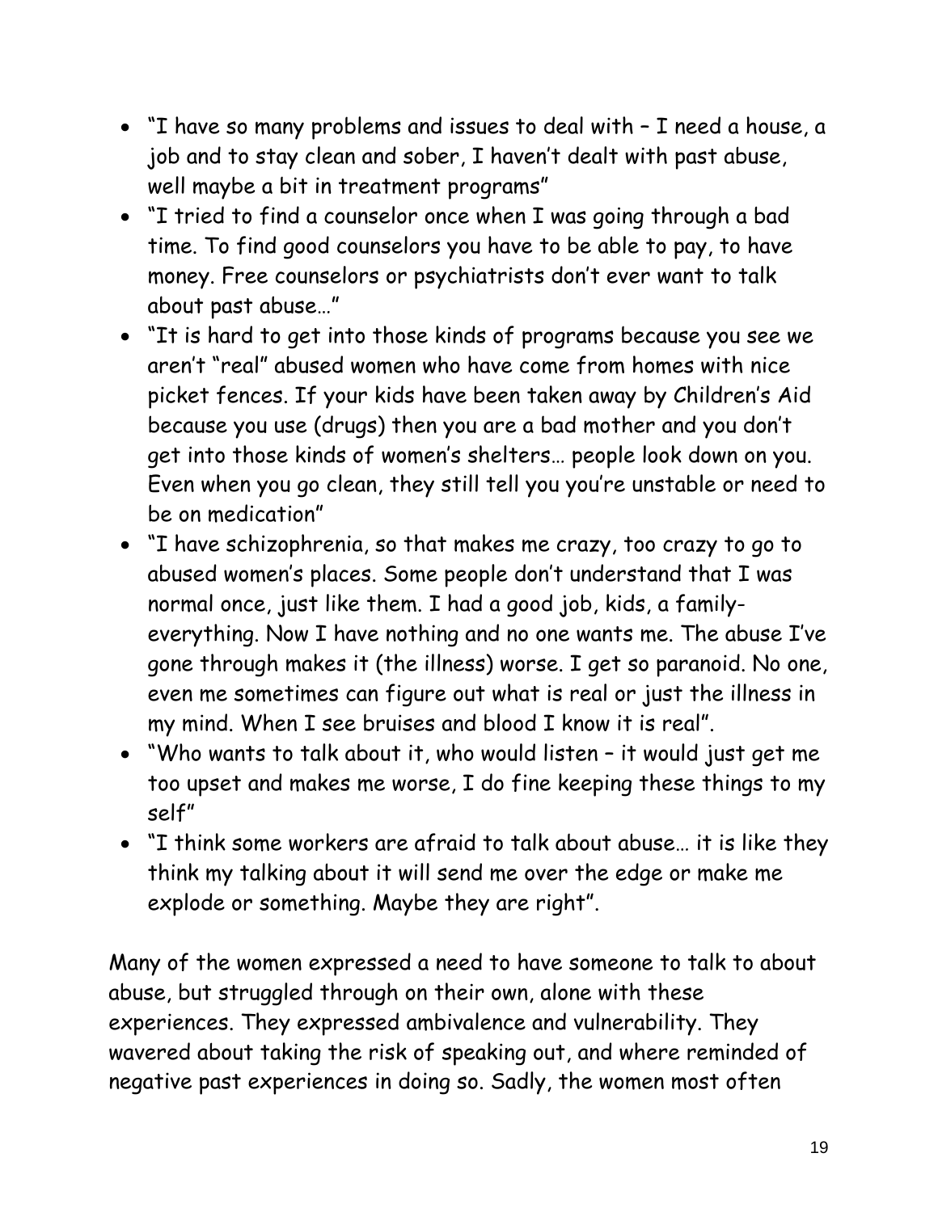- "I have so many problems and issues to deal with – I need a house, a job and to stay clean and sober, I haven't dealt with past abuse, well maybe a bit in treatment programs"
- "I tried to find a counselor once when I was going through a bad time. To find good counselors you have to be able to pay, to have money. Free counselors or psychiatrists don't ever want to talk about past abuse…"
- "It is hard to get into those kinds of programs because you see we aren't "real" abused women who have come from homes with nice picket fences. If your kids have been taken away by Children's Aid because you use (drugs) then you are a bad mother and you don't get into those kinds of women's shelters… people look down on you. Even when you go clean, they still tell you you're unstable or need to be on medication"
- "I have schizophrenia, so that makes me crazy, too crazy to go to abused women's places. Some people don't understand that I was normal once, just like them. I had a good job, kids, a family- everything. Now I have nothing and no one wants me. The abuse I've gone through makes it (the illness) worse. I get so paranoid. No one, even me sometimes can figure out what is real or just the illness in my mind. When I see bruises and blood I know it is real".
- "Who wants to talk about it, who would listen – it would just get me too upset and makes me worse, I do fine keeping these things to my self"
- "I think some workers are afraid to talk about abuse… it is like they think my talking about it will send me over the edge or make me explode or something. Maybe they are right".

Many of the women expressed a need to have someone to talk to about abuse, but struggled through on their own, alone with these experiences. They expressed ambivalence and vulnerability. They wavered about taking the risk of speaking out, and where reminded of negative past experiences in doing so. Sadly, the women most often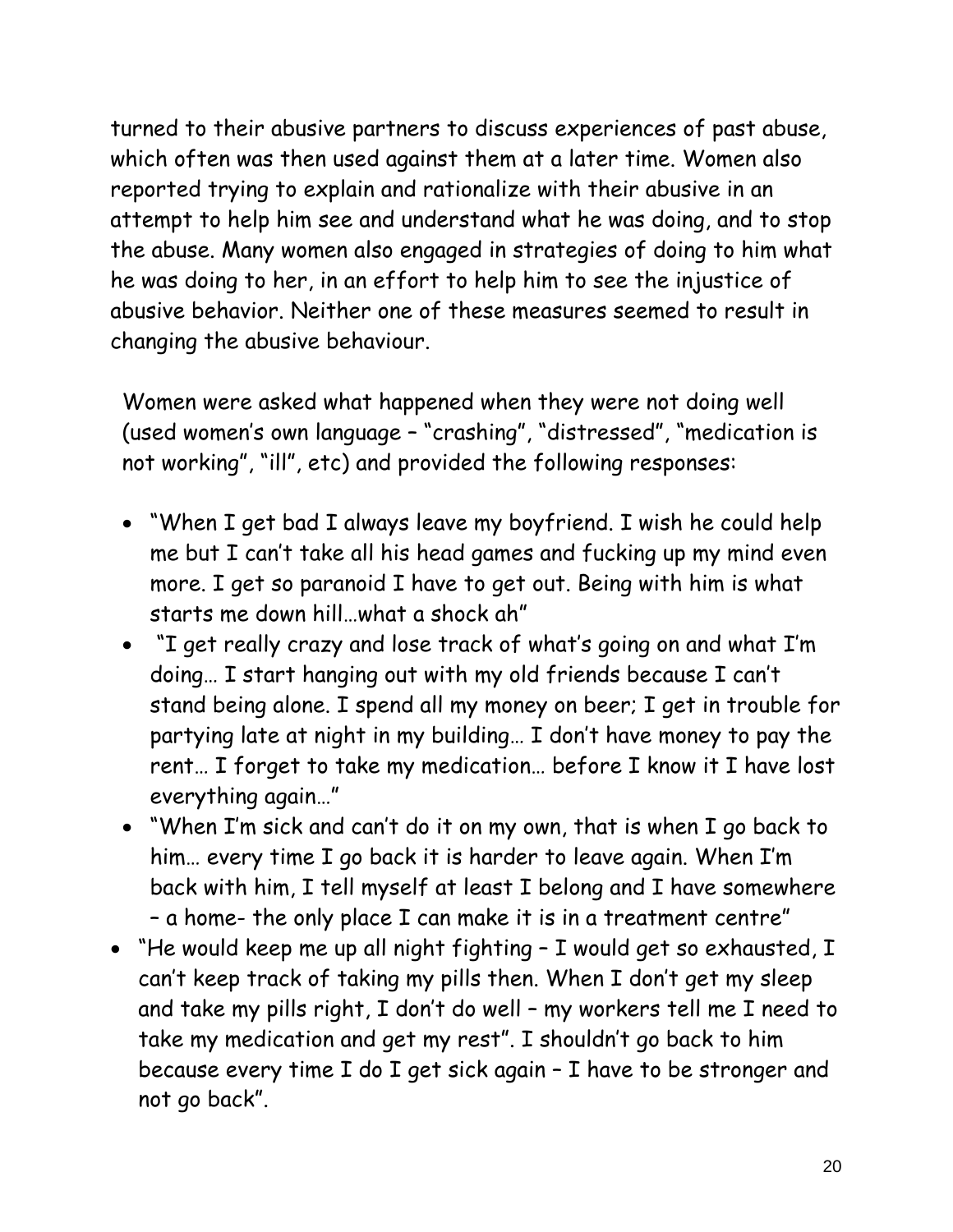turned to their abusive partners to discuss experiences of past abuse, which often was then used against them at a later time. Women also reported trying to explain and rationalize with their abusive in an attempt to help him see and understand what he was doing, and to stop the abuse. Many women also engaged in strategies of doing to him what he was doing to her, in an effort to help him to see the injustice of abusive behavior. Neither one of these measures seemed to result in changing the abusive behaviour.

Women were asked what happened when they were not doing well (used women's own language – "crashing", "distressed", "medication is not working", "ill", etc) and provided the following responses:

- "When I get bad I always leave my boyfriend. I wish he could help me but I can't take all his head games and fucking up my mind even more. I get so paranoid I have to get out. Being with him is what starts me down hill…what a shock ah"
- "I get really crazy and lose track of what's going on and what I'm doing… I start hanging out with my old friends because I can't stand being alone. I spend all my money on beer; I get in trouble for partying late at night in my building… I don't have money to pay the rent… I forget to take my medication… before I know it I have lost everything again…"
- "When I'm sick and can't do it on my own, that is when I go back to him… every time I go back it is harder to leave again. When I'm back with him, I tell myself at least I belong and I have somewhere – a home- the only place I can make it is in a treatment centre"
- "He would keep me up all night fighting – I would get so exhausted, I can't keep track of taking my pills then. When I don't get my sleep and take my pills right, I don't do well – my workers tell me I need to take my medication and get my rest". I shouldn't go back to him because every time I do I get sick again – I have to be stronger and not go back".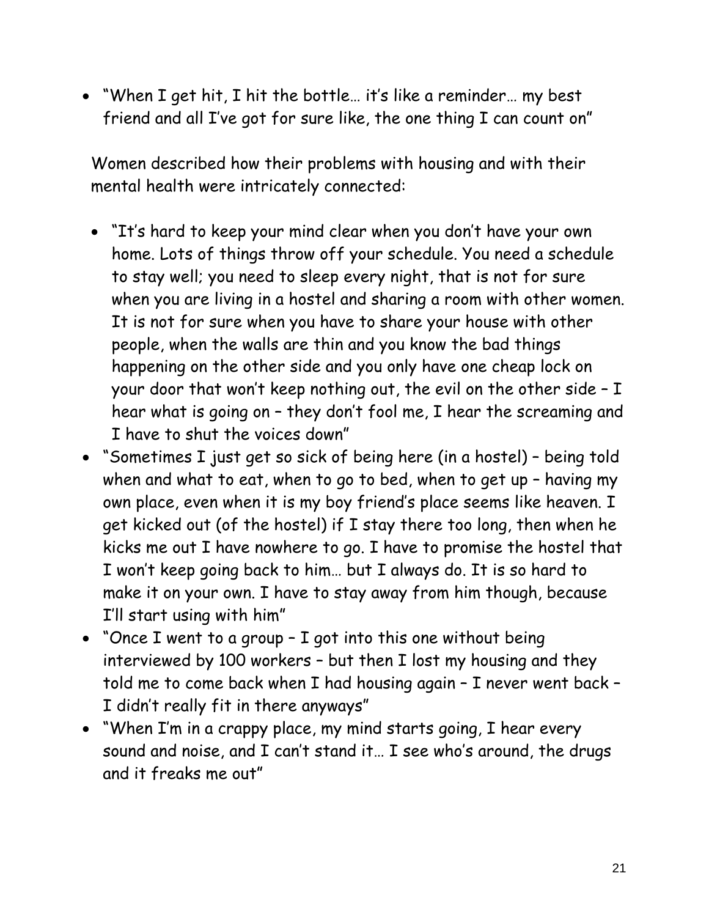- "When I get hit, I hit the bottle… it's like a reminder… my best friend and all I've got for sure like, the one thing I can count on"

Women described how their problems with housing and with their mental health were intricately connected:

- "It's hard to keep your mind clear when you don't have your own home. Lots of things throw off your schedule. You need a schedule to stay well; you need to sleep every night, that is not for sure when you are living in a hostel and sharing a room with other women. It is not for sure when you have to share your house with other people, when the walls are thin and you know the bad things happening on the other side and you only have one cheap lock on your door that won't keep nothing out, the evil on the other side – I hear what is going on – they don't fool me, I hear the screaming and I have to shut the voices down"
- "Sometimes I just get so sick of being here (in a hostel) – being told when and what to eat, when to go to bed, when to get up – having my own place, even when it is my boy friend's place seems like heaven. I get kicked out (of the hostel) if I stay there too long, then when he kicks me out I have nowhere to go. I have to promise the hostel that I won't keep going back to him… but I always do. It is so hard to make it on your own. I have to stay away from him though, because I'll start using with him"
- "Once I went to a group – I got into this one without being interviewed by 100 workers – but then I lost my housing and they told me to come back when I had housing again – I never went back – I didn't really fit in there anyways"
- "When I'm in a crappy place, my mind starts going, I hear every sound and noise, and I can't stand it… I see who's around, the drugs and it freaks me out"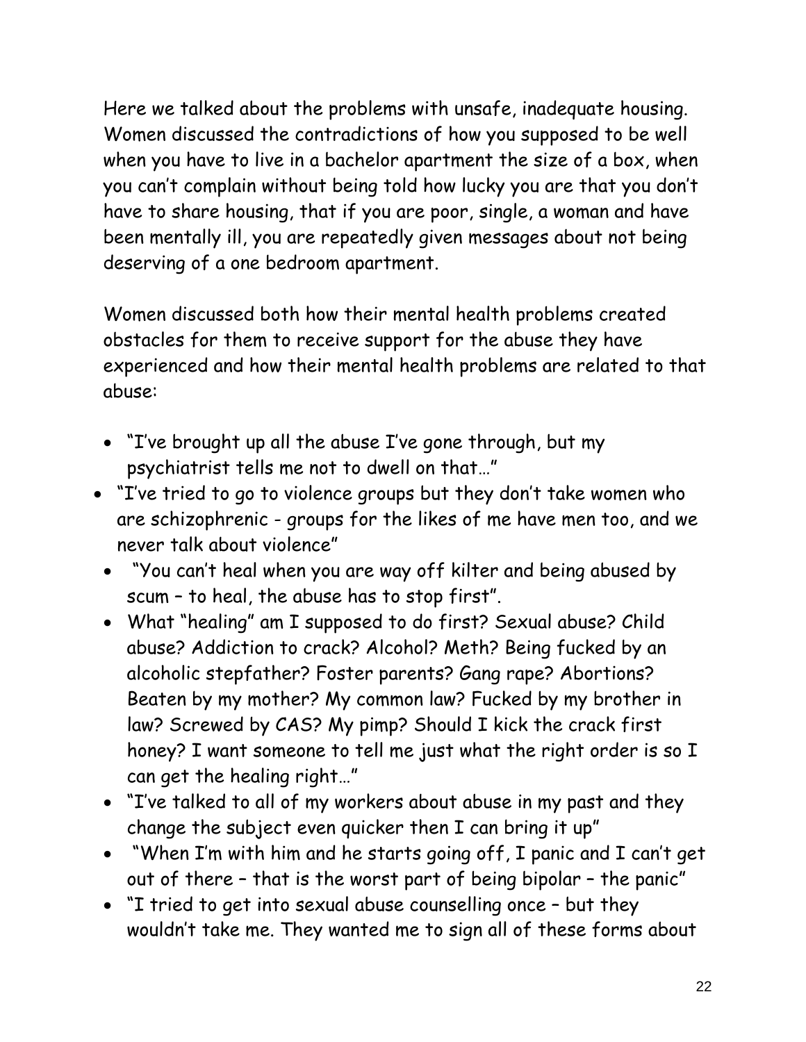Here we talked about the problems with unsafe, inadequate housing. Women discussed the contradictions of how you supposed to be well when you have to live in a bachelor apartment the size of a box, when you can't complain without being told how lucky you are that you don't have to share housing, that if you are poor, single, a woman and have been mentally ill, you are repeatedly given messages about not being deserving of a one bedroom apartment.

Women discussed both how their mental health problems created obstacles for them to receive support for the abuse they have experienced and how their mental health problems are related to that abuse:

- "I've brought up all the abuse I've gone through, but my psychiatrist tells me not to dwell on that…"
- "I've tried to go to violence groups but they don't take women who are schizophrenic - groups for the likes of me have men too, and we never talk about violence"
- "You can't heal when you are way off kilter and being abused by scum – to heal, the abuse has to stop first".
- What "healing" am I supposed to do first? Sexual abuse? Child abuse? Addiction to crack? Alcohol? Meth? Being fucked by an alcoholic stepfather? Foster parents? Gang rape? Abortions? Beaten by my mother? My common law? Fucked by my brother in law? Screwed by CAS? My pimp? Should I kick the crack first honey? I want someone to tell me just what the right order is so I can get the healing right…"
- "I've talked to all of my workers about abuse in my past and they change the subject even quicker then I can bring it up"
- "When I'm with him and he starts going off, I panic and I can't get out of there – that is the worst part of being bipolar – the panic"
- "I tried to get into sexual abuse counselling once – but they wouldn't take me. They wanted me to sign all of these forms about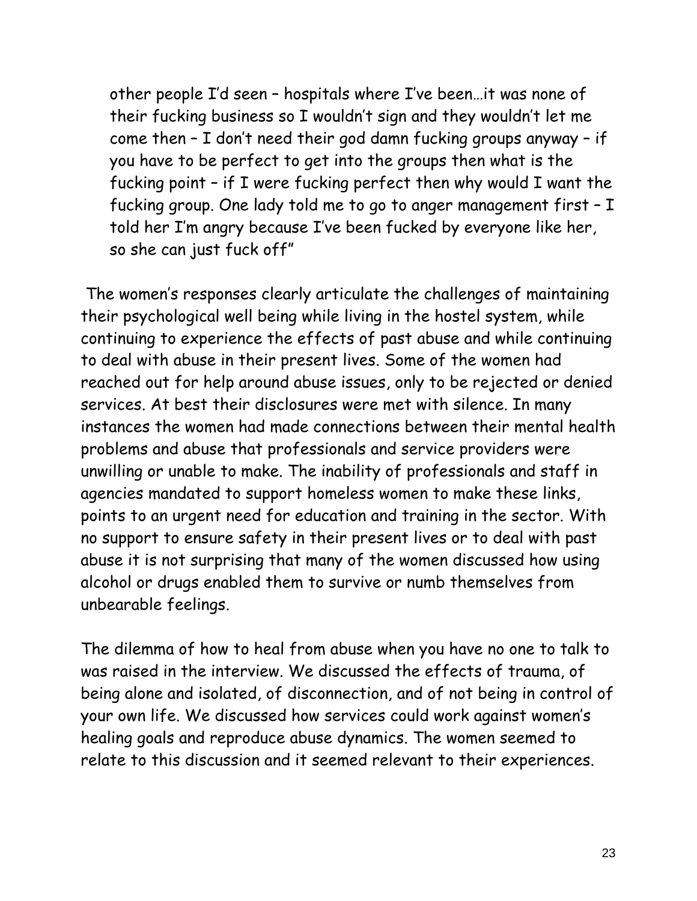> other people I'd seen – hospitals where I've been…it was none of their fucking business so I wouldn't sign and they wouldn't let me come then – I don't need their god damn fucking groups anyway – if you have to be perfect to get into the groups then what is the fucking point – if I were fucking perfect then why would I want the fucking group. One lady told me to go to anger management first – I told her I'm angry because I've been fucked by everyone like her, so she can just fuck off"

The women's responses clearly articulate the challenges of maintaining their psychological well being while living in the hostel system, while continuing to experience the effects of past abuse and while continuing to deal with abuse in their present lives. Some of the women had reached out for help around abuse issues, only to be rejected or denied services. At best their disclosures were met with silence. In many instances the women had made connections between their mental health problems and abuse that professionals and service providers were unwilling or unable to make. The inability of professionals and staff in agencies mandated to support homeless women to make these links, points to an urgent need for education and training in the sector. With no support to ensure safety in their present lives or to deal with past abuse it is not surprising that many of the women discussed how using alcohol or drugs enabled them to survive or numb themselves from unbearable feelings.

The dilemma of how to heal from abuse when you have no one to talk to was raised in the interview. We discussed the effects of trauma, of being alone and isolated, of disconnection, and of not being in control of your own life. We discussed how services could work against women's healing goals and reproduce abuse dynamics. The women seemed to relate to this discussion and it seemed relevant to their experiences.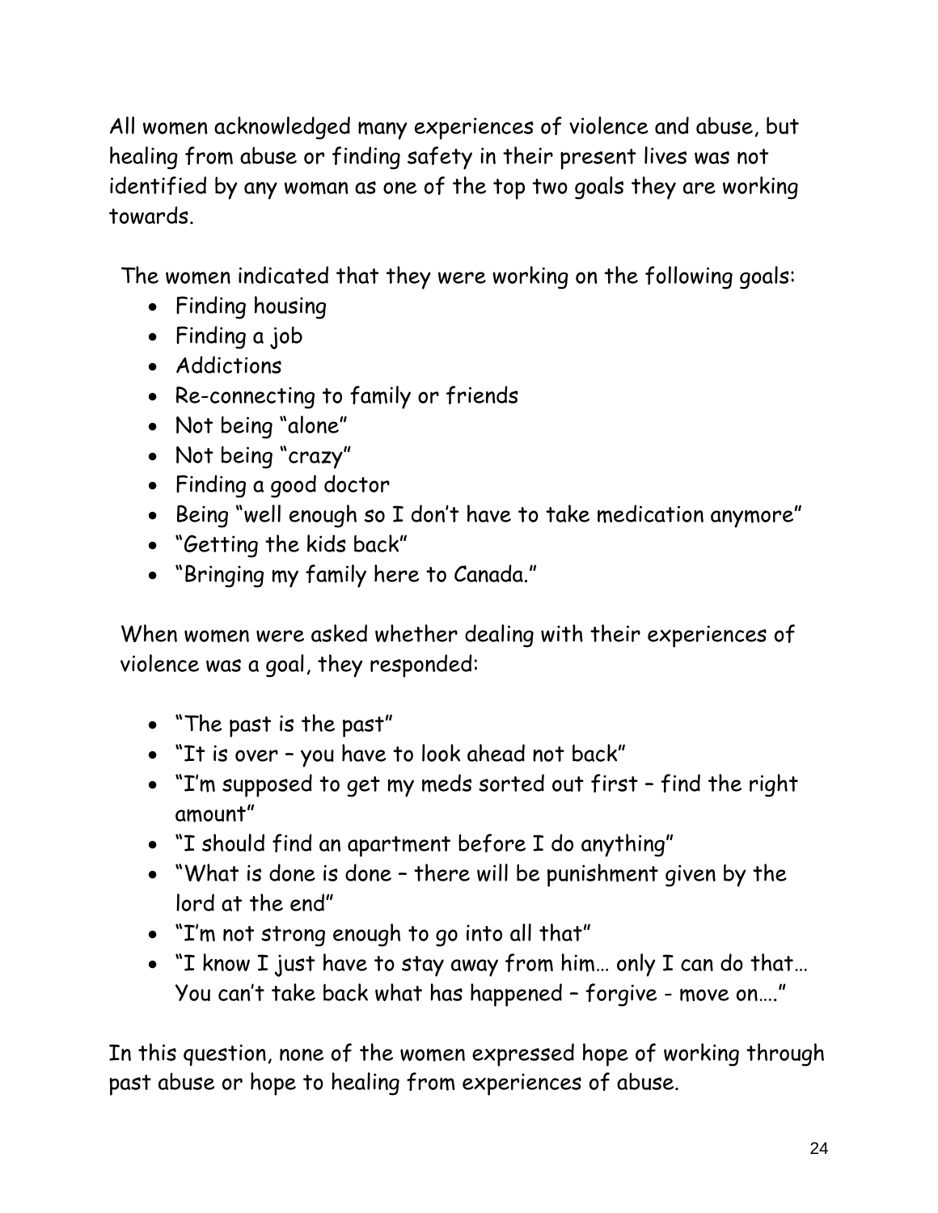All women acknowledged many experiences of violence and abuse, but healing from abuse or finding safety in their present lives was not identified by any woman as one of the top two goals they are working towards.

The women indicated that they were working on the following goals:

- Finding housing
- Finding a job
- Addictions
- Re-connecting to family or friends
- Not being "alone"
- Not being "crazy"
- Finding a good doctor
- Being "well enough so I don't have to take medication anymore"
- "Getting the kids back"
- "Bringing my family here to Canada."

When women were asked whether dealing with their experiences of violence was a goal, they responded:

- "The past is the past"
- "It is over – you have to look ahead not back"
- "I'm supposed to get my meds sorted out first – find the right amount"
- "I should find an apartment before I do anything"
- "What is done is done – there will be punishment given by the lord at the end"
- "I'm not strong enough to go into all that"
- "I know I just have to stay away from him… only I can do that… You can't take back what has happened – forgive - move on…."

In this question, none of the women expressed hope of working through past abuse or hope to healing from experiences of abuse.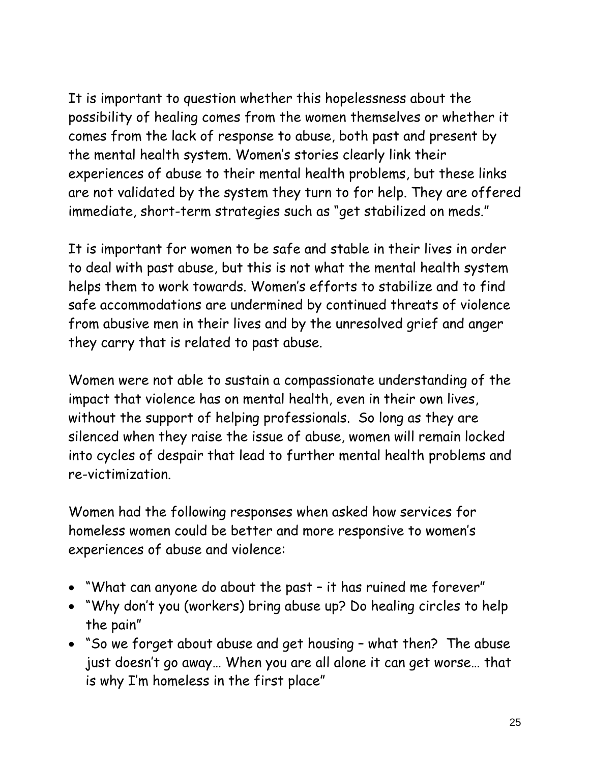It is important to question whether this hopelessness about the possibility of healing comes from the women themselves or whether it comes from the lack of response to abuse, both past and present by the mental health system. Women's stories clearly link their experiences of abuse to their mental health problems, but these links are not validated by the system they turn to for help. They are offered immediate, short-term strategies such as "get stabilized on meds."

It is important for women to be safe and stable in their lives in order to deal with past abuse, but this is not what the mental health system helps them to work towards. Women's efforts to stabilize and to find safe accommodations are undermined by continued threats of violence from abusive men in their lives and by the unresolved grief and anger they carry that is related to past abuse.

Women were not able to sustain a compassionate understanding of the impact that violence has on mental health, even in their own lives, without the support of helping professionals. So long as they are silenced when they raise the issue of abuse, women will remain locked into cycles of despair that lead to further mental health problems and re-victimization.

Women had the following responses when asked how services for homeless women could be better and more responsive to women's experiences of abuse and violence:

- "What can anyone do about the past – it has ruined me forever"
- "Why don't you (workers) bring abuse up? Do healing circles to help the pain"
- "So we forget about abuse and get housing – what then? The abuse just doesn't go away… When you are all alone it can get worse… that is why I'm homeless in the first place"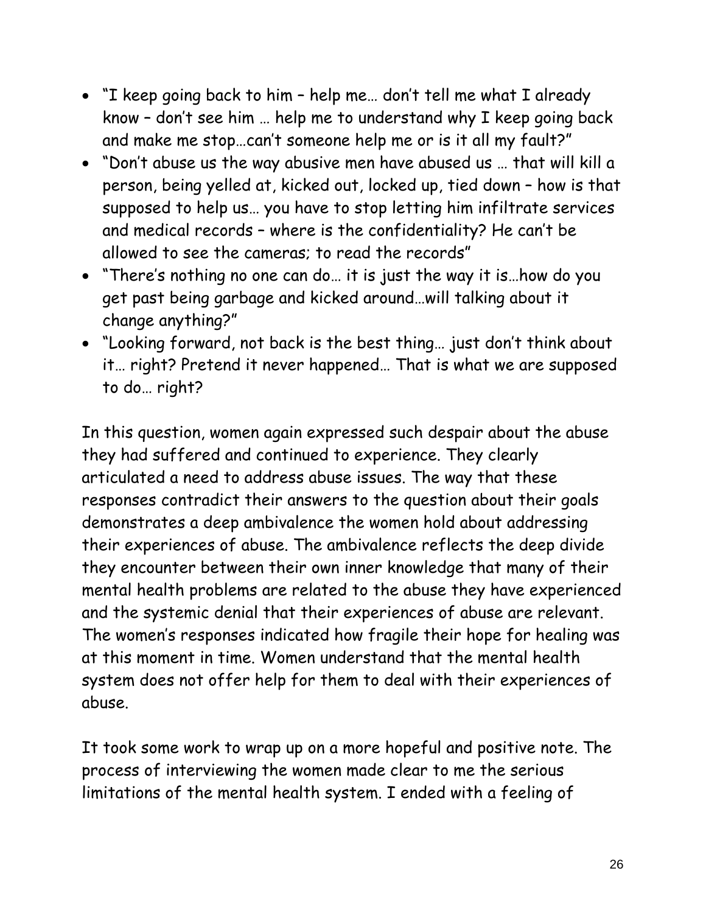- "I keep going back to him – help me… don't tell me what I already know – don't see him … help me to understand why I keep going back and make me stop…can't someone help me or is it all my fault?"
- "Don't abuse us the way abusive men have abused us … that will kill a person, being yelled at, kicked out, locked up, tied down – how is that supposed to help us… you have to stop letting him infiltrate services and medical records – where is the confidentiality? He can't be allowed to see the cameras; to read the records"
- "There's nothing no one can do… it is just the way it is…how do you get past being garbage and kicked around…will talking about it change anything?"
- "Looking forward, not back is the best thing… just don't think about it… right? Pretend it never happened… That is what we are supposed to do… right?

In this question, women again expressed such despair about the abuse they had suffered and continued to experience. They clearly articulated a need to address abuse issues. The way that these responses contradict their answers to the question about their goals demonstrates a deep ambivalence the women hold about addressing their experiences of abuse. The ambivalence reflects the deep divide they encounter between their own inner knowledge that many of their mental health problems are related to the abuse they have experienced and the systemic denial that their experiences of abuse are relevant. The women's responses indicated how fragile their hope for healing was at this moment in time. Women understand that the mental health system does not offer help for them to deal with their experiences of abuse.

It took some work to wrap up on a more hopeful and positive note. The process of interviewing the women made clear to me the serious limitations of the mental health system. I ended with a feeling of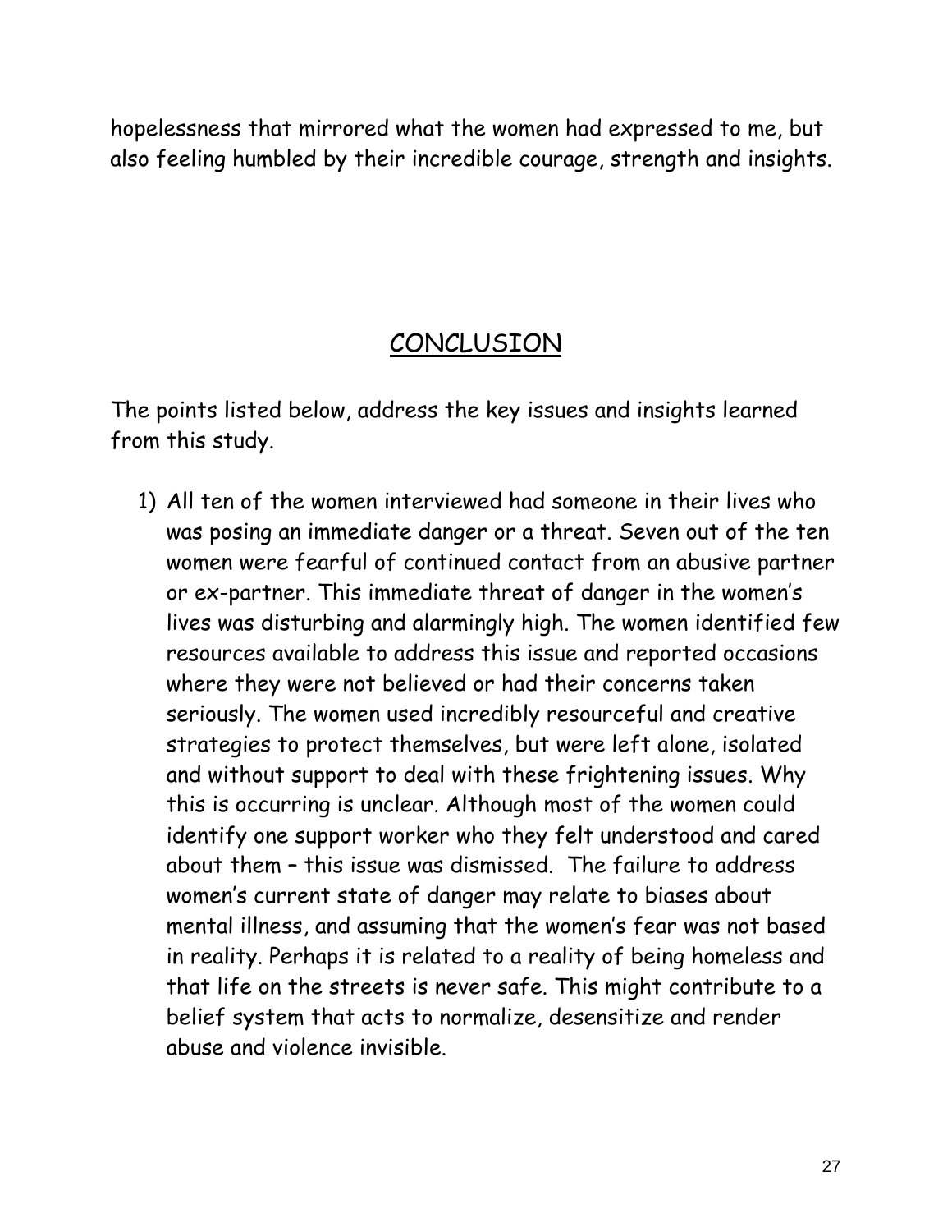hopelessness that mirrored what the women had expressed to me, but also feeling humbled by their incredible courage, strength and insights.

## CONCLUSION

The points listed below, address the key issues and insights learned from this study.

1) All ten of the women interviewed had someone in their lives who was posing an immediate danger or a threat. Seven out of the ten women were fearful of continued contact from an abusive partner or ex-partner. This immediate threat of danger in the women's lives was disturbing and alarmingly high. The women identified few resources available to address this issue and reported occasions where they were not believed or had their concerns taken seriously. The women used incredibly resourceful and creative strategies to protect themselves, but were left alone, isolated and without support to deal with these frightening issues. Why this is occurring is unclear. Although most of the women could identify one support worker who they felt understood and cared about them – this issue was dismissed. The failure to address women's current state of danger may relate to biases about mental illness, and assuming that the women's fear was not based in reality. Perhaps it is related to a reality of being homeless and that life on the streets is never safe. This might contribute to a belief system that acts to normalize, desensitize and render abuse and violence invisible.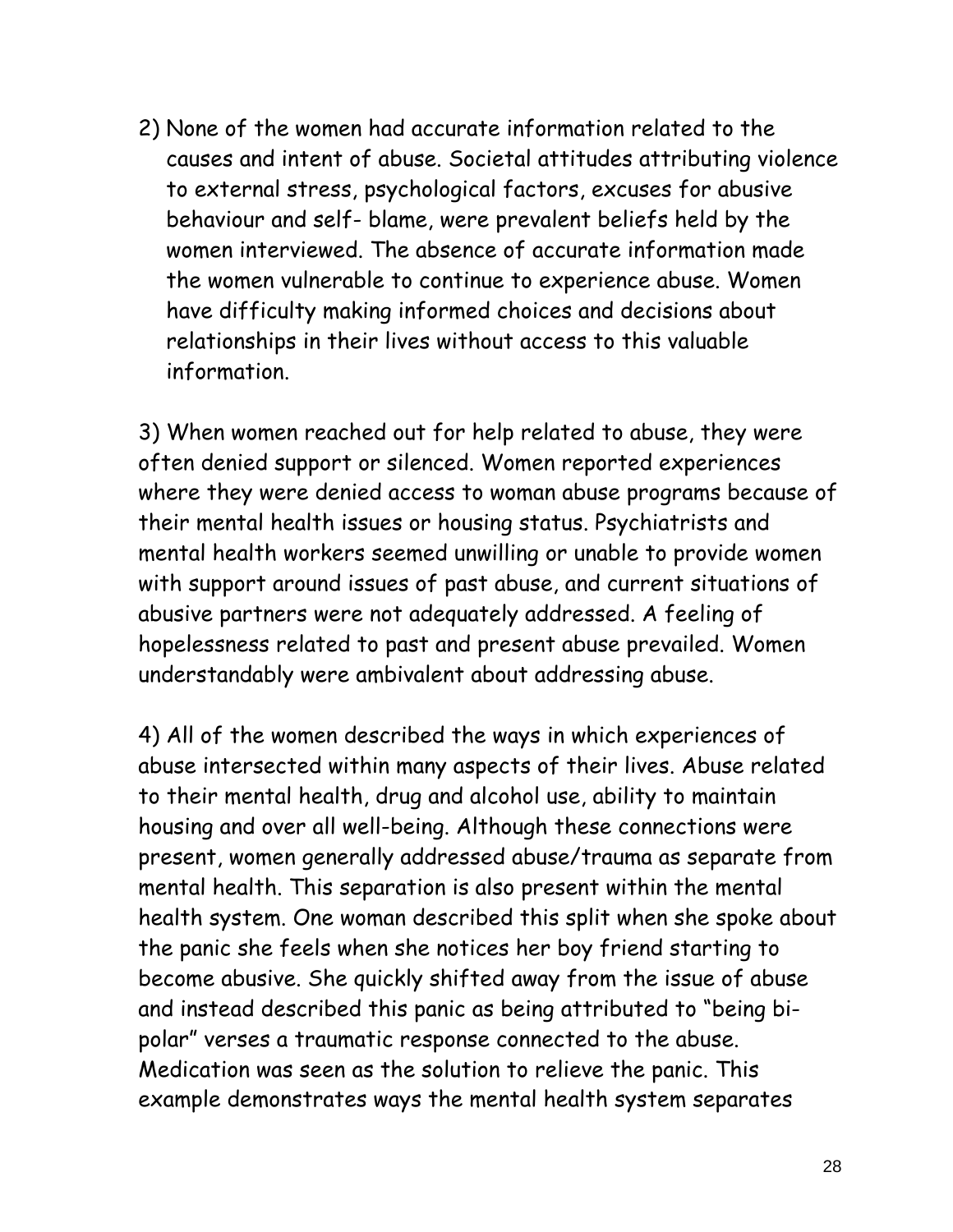2) None of the women had accurate information related to the causes and intent of abuse. Societal attitudes attributing violence to external stress, psychological factors, excuses for abusive behaviour and self- blame, were prevalent beliefs held by the women interviewed. The absence of accurate information made the women vulnerable to continue to experience abuse. Women have difficulty making informed choices and decisions about relationships in their lives without access to this valuable information.

3) When women reached out for help related to abuse, they were often denied support or silenced. Women reported experiences where they were denied access to woman abuse programs because of their mental health issues or housing status. Psychiatrists and mental health workers seemed unwilling or unable to provide women with support around issues of past abuse, and current situations of abusive partners were not adequately addressed. A feeling of hopelessness related to past and present abuse prevailed. Women understandably were ambivalent about addressing abuse.

4) All of the women described the ways in which experiences of abuse intersected within many aspects of their lives. Abuse related to their mental health, drug and alcohol use, ability to maintain housing and over all well-being. Although these connections were present, women generally addressed abuse/trauma as separate from mental health. This separation is also present within the mental health system. One woman described this split when she spoke about the panic she feels when she notices her boy friend starting to become abusive. She quickly shifted away from the issue of abuse and instead described this panic as being attributed to "being bi-polar" verses a traumatic response connected to the abuse. Medication was seen as the solution to relieve the panic. This example demonstrates ways the mental health system separates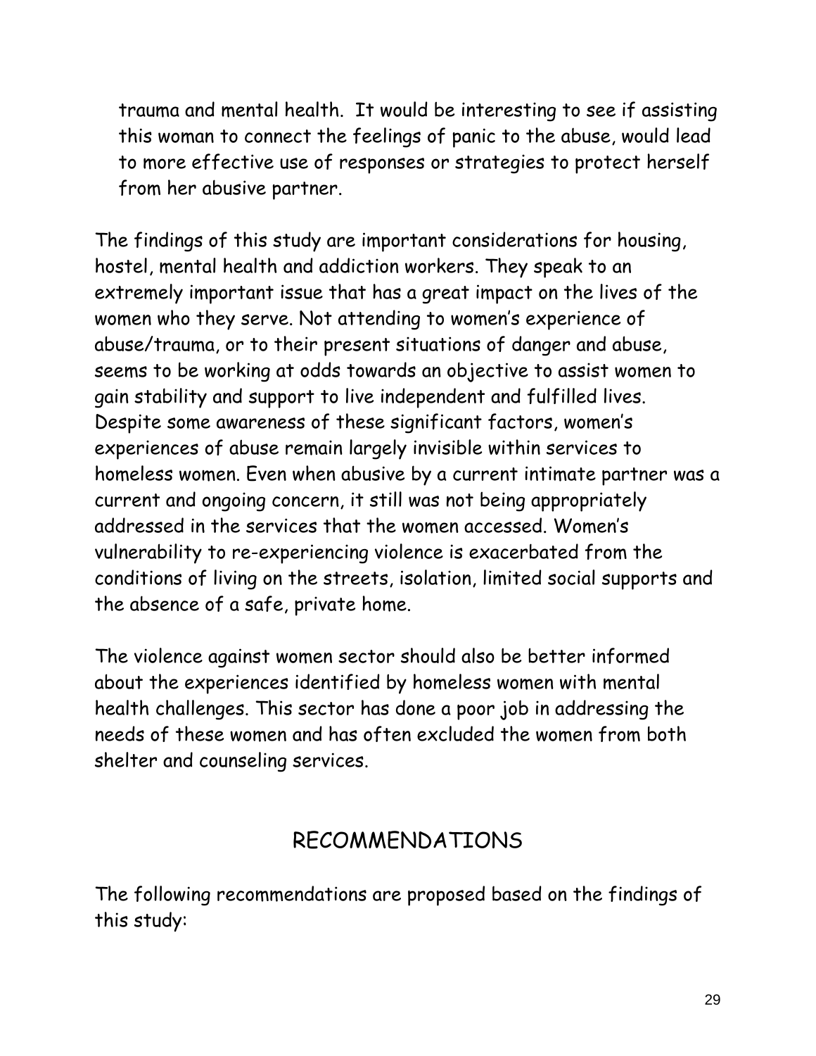trauma and mental health. It would be interesting to see if assisting this woman to connect the feelings of panic to the abuse, would lead to more effective use of responses or strategies to protect herself from her abusive partner.

The findings of this study are important considerations for housing, hostel, mental health and addiction workers. They speak to an extremely important issue that has a great impact on the lives of the women who they serve. Not attending to women's experience of abuse/trauma, or to their present situations of danger and abuse, seems to be working at odds towards an objective to assist women to gain stability and support to live independent and fulfilled lives. Despite some awareness of these significant factors, women's experiences of abuse remain largely invisible within services to homeless women. Even when abusive by a current intimate partner was a current and ongoing concern, it still was not being appropriately addressed in the services that the women accessed. Women's vulnerability to re-experiencing violence is exacerbated from the conditions of living on the streets, isolation, limited social supports and the absence of a safe, private home.

The violence against women sector should also be better informed about the experiences identified by homeless women with mental health challenges. This sector has done a poor job in addressing the needs of these women and has often excluded the women from both shelter and counseling services.

## RECOMMENDATIONS

The following recommendations are proposed based on the findings of this study: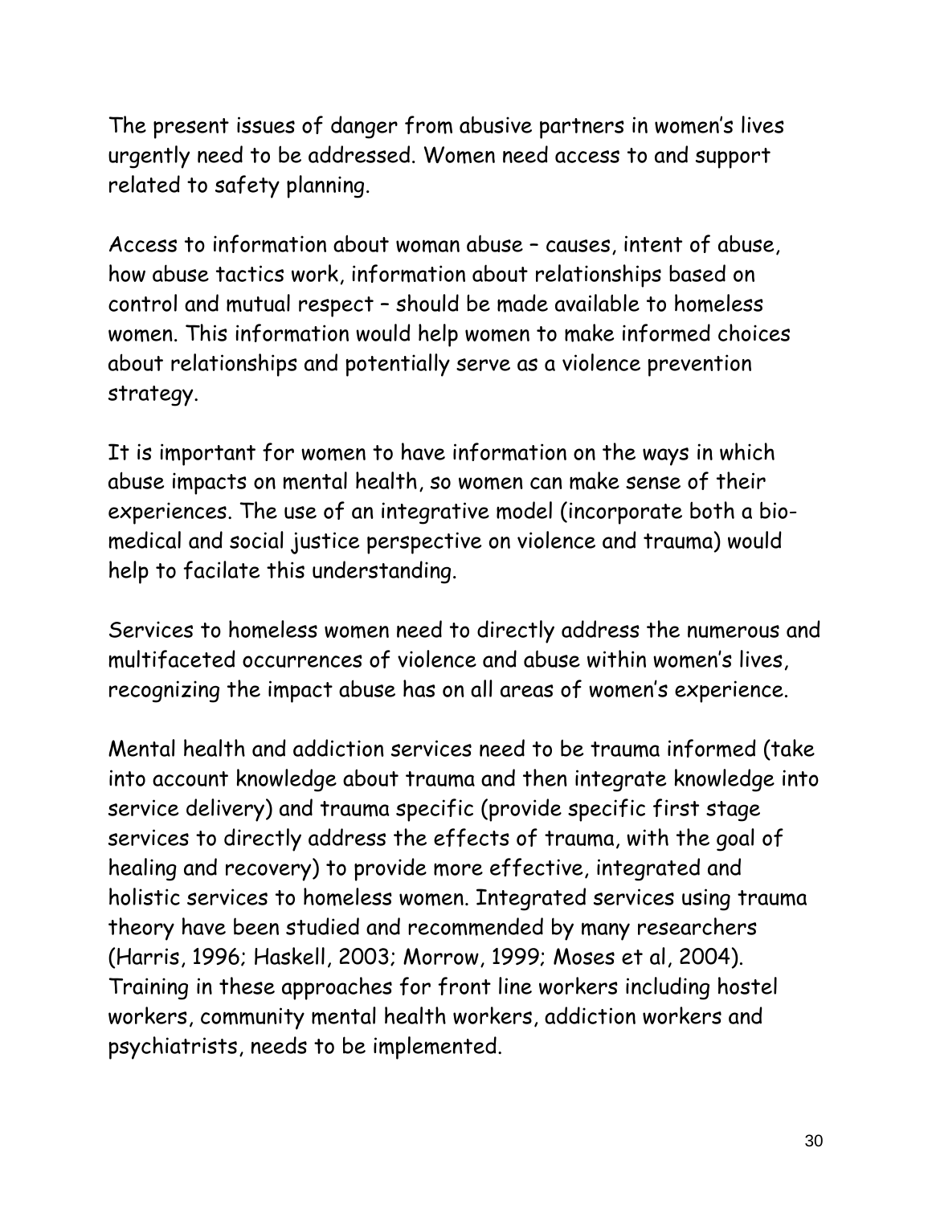The present issues of danger from abusive partners in women's lives urgently need to be addressed. Women need access to and support related to safety planning.

Access to information about woman abuse – causes, intent of abuse, how abuse tactics work, information about relationships based on control and mutual respect – should be made available to homeless women. This information would help women to make informed choices about relationships and potentially serve as a violence prevention strategy.

It is important for women to have information on the ways in which abuse impacts on mental health, so women can make sense of their experiences. The use of an integrative model (incorporate both a bio-medical and social justice perspective on violence and trauma) would help to facilate this understanding.

Services to homeless women need to directly address the numerous and multifaceted occurrences of violence and abuse within women's lives, recognizing the impact abuse has on all areas of women's experience.

Mental health and addiction services need to be trauma informed (take into account knowledge about trauma and then integrate knowledge into service delivery) and trauma specific (provide specific first stage services to directly address the effects of trauma, with the goal of healing and recovery) to provide more effective, integrated and holistic services to homeless women. Integrated services using trauma theory have been studied and recommended by many researchers (Harris, 1996; Haskell, 2003; Morrow, 1999; Moses et al, 2004). Training in these approaches for front line workers including hostel workers, community mental health workers, addiction workers and psychiatrists, needs to be implemented.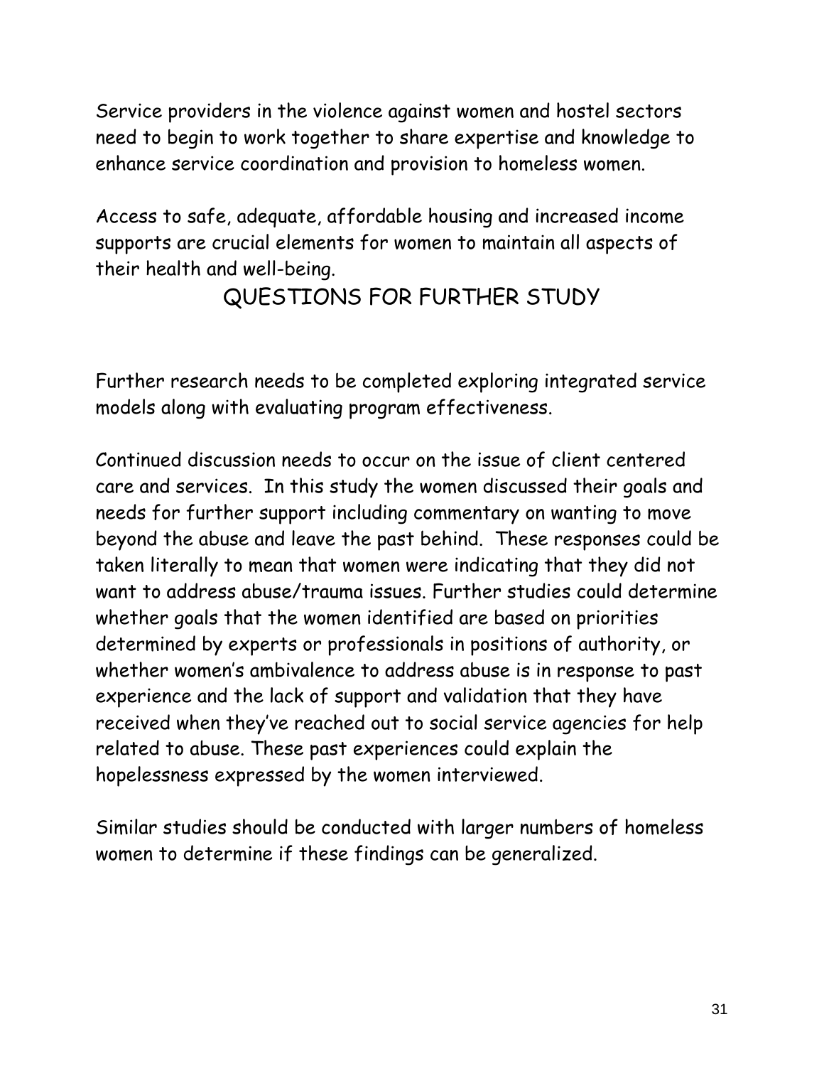Service providers in the violence against women and hostel sectors need to begin to work together to share expertise and knowledge to enhance service coordination and provision to homeless women.

Access to safe, adequate, affordable housing and increased income supports are crucial elements for women to maintain all aspects of their health and well-being.

## QUESTIONS FOR FURTHER STUDY

Further research needs to be completed exploring integrated service models along with evaluating program effectiveness.

Continued discussion needs to occur on the issue of client centered care and services. In this study the women discussed their goals and needs for further support including commentary on wanting to move beyond the abuse and leave the past behind. These responses could be taken literally to mean that women were indicating that they did not want to address abuse/trauma issues. Further studies could determine whether goals that the women identified are based on priorities determined by experts or professionals in positions of authority, or whether women's ambivalence to address abuse is in response to past experience and the lack of support and validation that they have received when they've reached out to social service agencies for help related to abuse. These past experiences could explain the hopelessness expressed by the women interviewed.

Similar studies should be conducted with larger numbers of homeless women to determine if these findings can be generalized.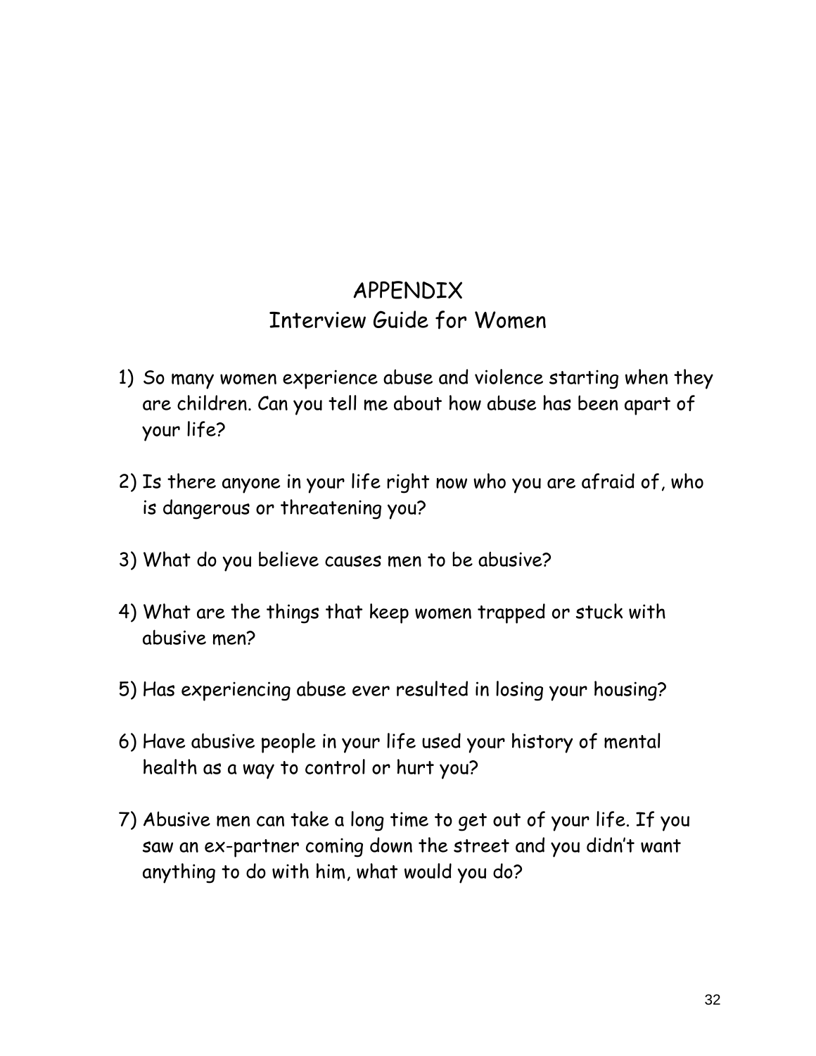# APPENDIX

## Interview Guide for Women

1) So many women experience abuse and violence starting when they are children. Can you tell me about how abuse has been apart of your life?

2) Is there anyone in your life right now who you are afraid of, who is dangerous or threatening you?

3) What do you believe causes men to be abusive?

4) What are the things that keep women trapped or stuck with abusive men?

5) Has experiencing abuse ever resulted in losing your housing?

6) Have abusive people in your life used your history of mental health as a way to control or hurt you?

7) Abusive men can take a long time to get out of your life. If you saw an ex-partner coming down the street and you didn't want anything to do with him, what would you do?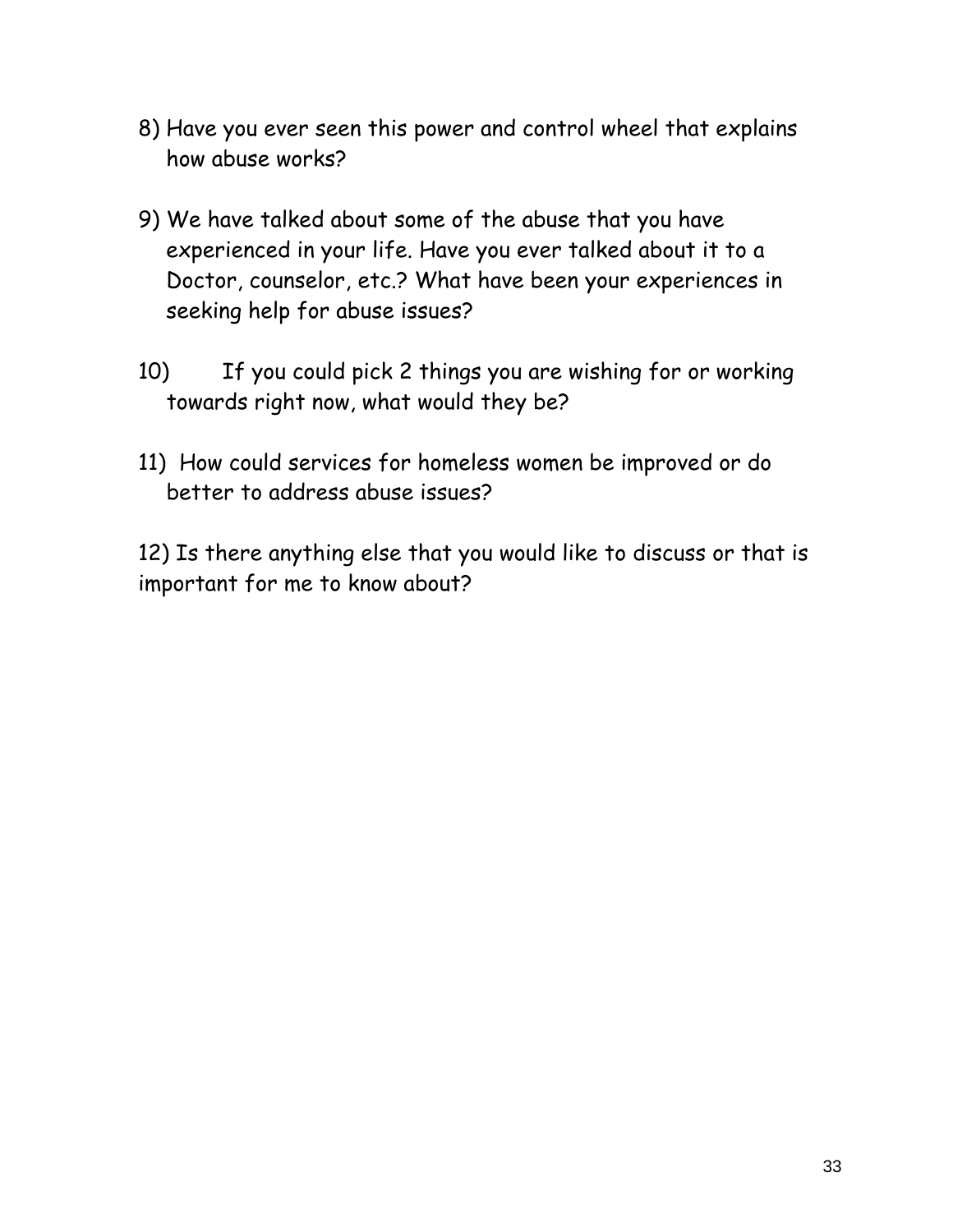8) Have you ever seen this power and control wheel that explains how abuse works?

9) We have talked about some of the abuse that you have experienced in your life. Have you ever talked about it to a Doctor, counselor, etc.? What have been your experiences in seeking help for abuse issues?

10) If you could pick 2 things you are wishing for or working towards right now, what would they be?

11) How could services for homeless women be improved or do better to address abuse issues?

12) Is there anything else that you would like to discuss or that is important for me to know about?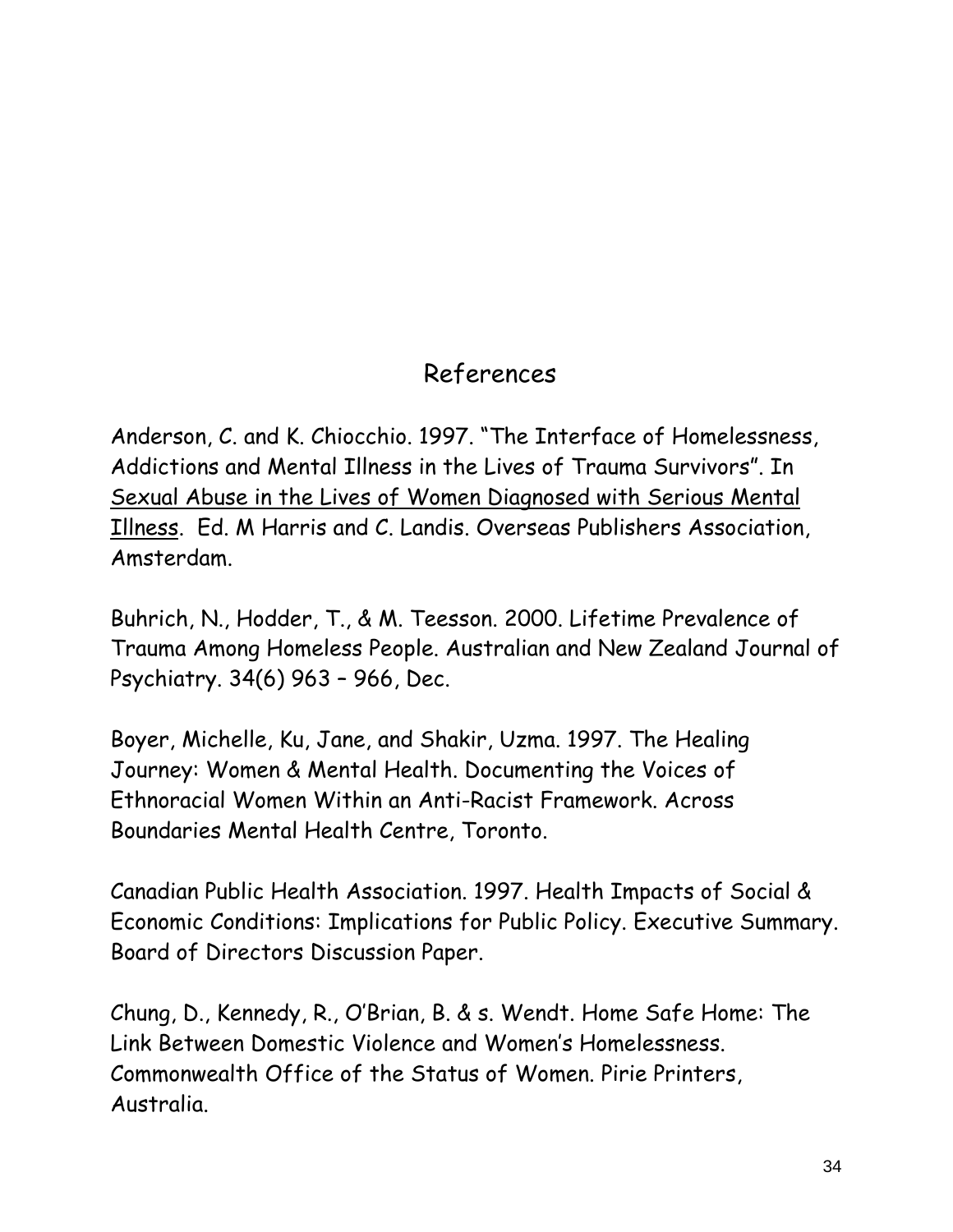## References

Anderson, C. and K. Chiocchio. 1997. "The Interface of Homelessness, Addictions and Mental Illness in the Lives of Trauma Survivors". In <u>Sexual Abuse in the Lives of Women Diagnosed with Serious Mental Illness</u>. Ed. M Harris and C. Landis. Overseas Publishers Association, Amsterdam.

Buhrich, N., Hodder, T., & M. Teesson. 2000. Lifetime Prevalence of Trauma Among Homeless People. Australian and New Zealand Journal of Psychiatry. 34(6) 963 – 966, Dec.

Boyer, Michelle, Ku, Jane, and Shakir, Uzma. 1997. The Healing Journey: Women & Mental Health. Documenting the Voices of Ethnoracial Women Within an Anti-Racist Framework. Across Boundaries Mental Health Centre, Toronto.

Canadian Public Health Association. 1997. Health Impacts of Social & Economic Conditions: Implications for Public Policy. Executive Summary. Board of Directors Discussion Paper.

Chung, D., Kennedy, R., O'Brian, B. & s. Wendt. Home Safe Home: The Link Between Domestic Violence and Women's Homelessness. Commonwealth Office of the Status of Women. Pirie Printers, Australia.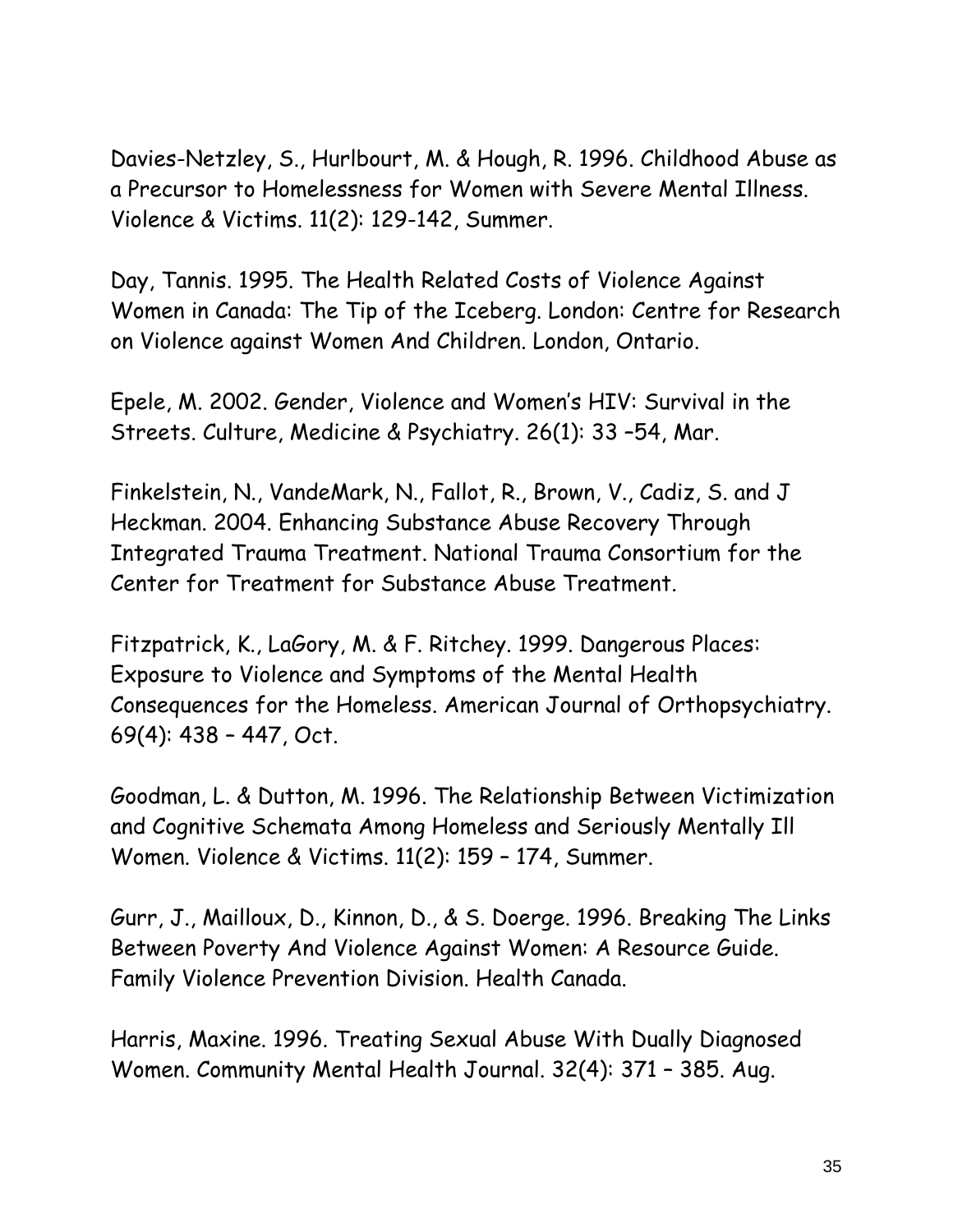Davies-Netzley, S., Hurlbourt, M. & Hough, R. 1996. Childhood Abuse as a Precursor to Homelessness for Women with Severe Mental Illness. Violence & Victims. 11(2): 129-142, Summer.

Day, Tannis. 1995. The Health Related Costs of Violence Against Women in Canada: The Tip of the Iceberg. London: Centre for Research on Violence against Women And Children. London, Ontario.

Epele, M. 2002. Gender, Violence and Women's HIV: Survival in the Streets. Culture, Medicine & Psychiatry. 26(1): 33 –54, Mar.

Finkelstein, N., VandeMark, N., Fallot, R., Brown, V., Cadiz, S. and J Heckman. 2004. Enhancing Substance Abuse Recovery Through Integrated Trauma Treatment. National Trauma Consortium for the Center for Treatment for Substance Abuse Treatment.

Fitzpatrick, K., LaGory, M. & F. Ritchey. 1999. Dangerous Places: Exposure to Violence and Symptoms of the Mental Health Consequences for the Homeless. American Journal of Orthopsychiatry. 69(4): 438 – 447, Oct.

Goodman, L. & Dutton, M. 1996. The Relationship Between Victimization and Cognitive Schemata Among Homeless and Seriously Mentally Ill Women. Violence & Victims. 11(2): 159 – 174, Summer.

Gurr, J., Mailloux, D., Kinnon, D., & S. Doerge. 1996. Breaking The Links Between Poverty And Violence Against Women: A Resource Guide. Family Violence Prevention Division. Health Canada.

Harris, Maxine. 1996. Treating Sexual Abuse With Dually Diagnosed Women. Community Mental Health Journal. 32(4): 371 – 385. Aug.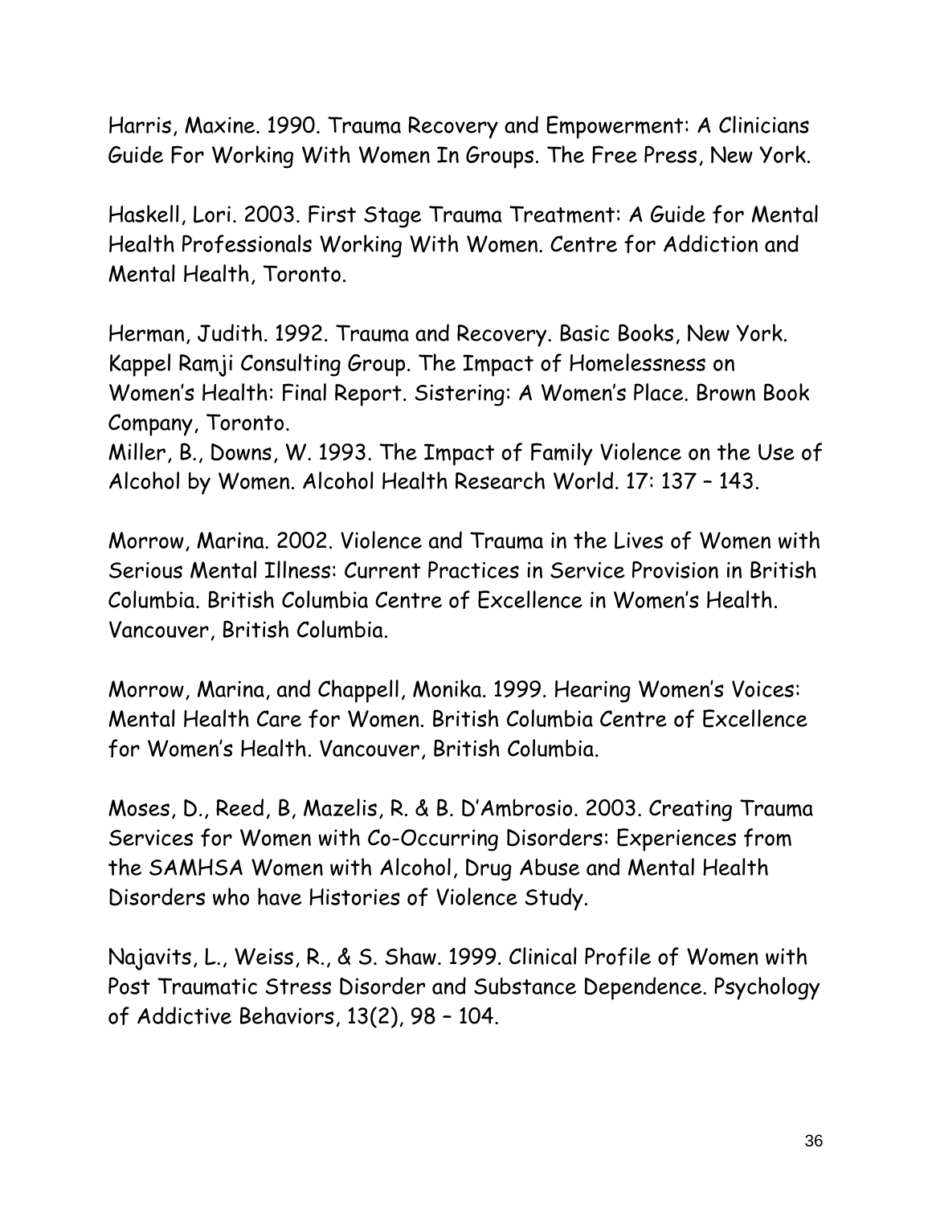Harris, Maxine. 1990. Trauma Recovery and Empowerment: A Clinicians Guide For Working With Women In Groups. The Free Press, New York.

Haskell, Lori. 2003. First Stage Trauma Treatment: A Guide for Mental Health Professionals Working With Women. Centre for Addiction and Mental Health, Toronto.

Herman, Judith. 1992. Trauma and Recovery. Basic Books, New York.
Kappel Ramji Consulting Group. The Impact of Homelessness on Women's Health: Final Report. Sistering: A Women's Place. Brown Book Company, Toronto.
Miller, B., Downs, W. 1993. The Impact of Family Violence on the Use of Alcohol by Women. Alcohol Health Research World. 17: 137 – 143.

Morrow, Marina. 2002. Violence and Trauma in the Lives of Women with Serious Mental Illness: Current Practices in Service Provision in British Columbia. British Columbia Centre of Excellence in Women's Health. Vancouver, British Columbia.

Morrow, Marina, and Chappell, Monika. 1999. Hearing Women's Voices: Mental Health Care for Women. British Columbia Centre of Excellence for Women's Health. Vancouver, British Columbia.

Moses, D., Reed, B, Mazelis, R. & B. D'Ambrosio. 2003. Creating Trauma Services for Women with Co-Occurring Disorders: Experiences from the SAMHSA Women with Alcohol, Drug Abuse and Mental Health Disorders who have Histories of Violence Study.

Najavits, L., Weiss, R., & S. Shaw. 1999. Clinical Profile of Women with Post Traumatic Stress Disorder and Substance Dependence. Psychology of Addictive Behaviors, 13(2), 98 – 104.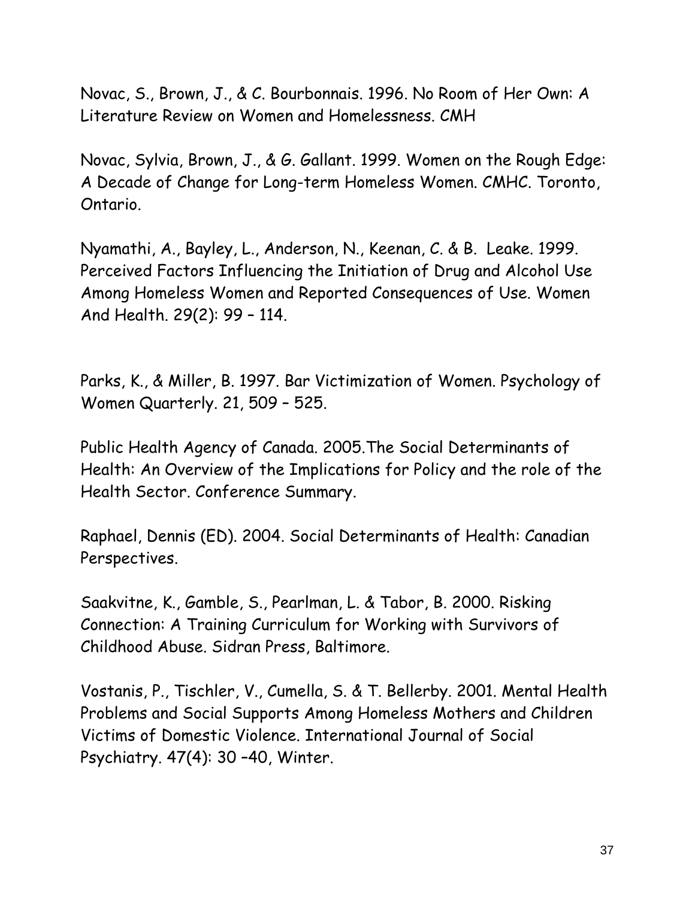Novac, S., Brown, J., & C. Bourbonnais. 1996. No Room of Her Own: A Literature Review on Women and Homelessness. CMH

Novac, Sylvia, Brown, J., & G. Gallant. 1999. Women on the Rough Edge: A Decade of Change for Long-term Homeless Women. CMHC. Toronto, Ontario.

Nyamathi, A., Bayley, L., Anderson, N., Keenan, C. & B. Leake. 1999. Perceived Factors Influencing the Initiation of Drug and Alcohol Use Among Homeless Women and Reported Consequences of Use. Women And Health. 29(2): 99 – 114.

Parks, K., & Miller, B. 1997. Bar Victimization of Women. Psychology of Women Quarterly. 21, 509 – 525.

Public Health Agency of Canada. 2005.The Social Determinants of Health: An Overview of the Implications for Policy and the role of the Health Sector. Conference Summary.

Raphael, Dennis (ED). 2004. Social Determinants of Health: Canadian Perspectives.

Saakvitne, K., Gamble, S., Pearlman, L. & Tabor, B. 2000. Risking Connection: A Training Curriculum for Working with Survivors of Childhood Abuse. Sidran Press, Baltimore.

Vostanis, P., Tischler, V., Cumella, S. & T. Bellerby. 2001. Mental Health Problems and Social Supports Among Homeless Mothers and Children Victims of Domestic Violence. International Journal of Social Psychiatry. 47(4): 30 –40, Winter.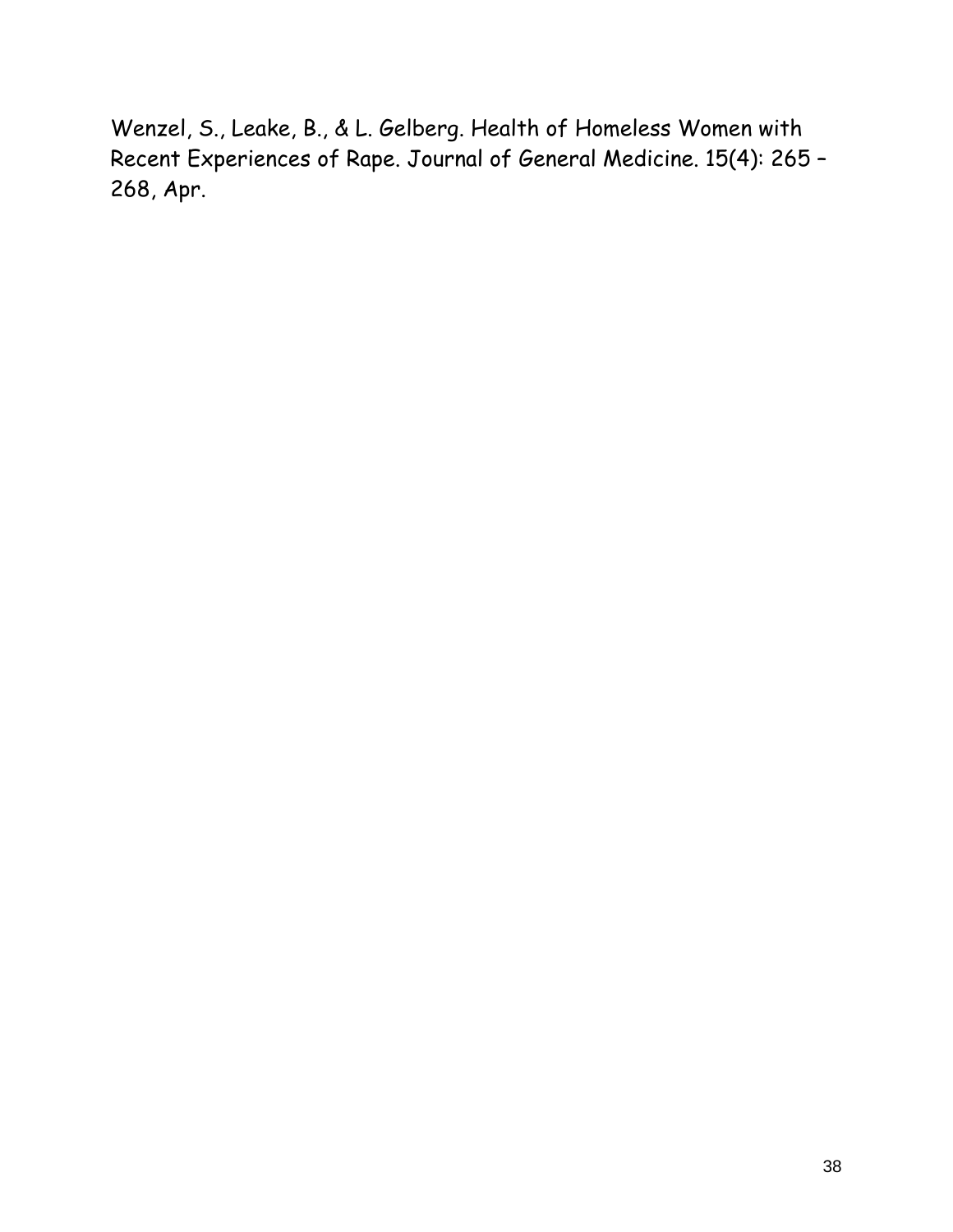Wenzel, S., Leake, B., & L. Gelberg. Health of Homeless Women with Recent Experiences of Rape. Journal of General Medicine. 15(4): 265 – 268, Apr.